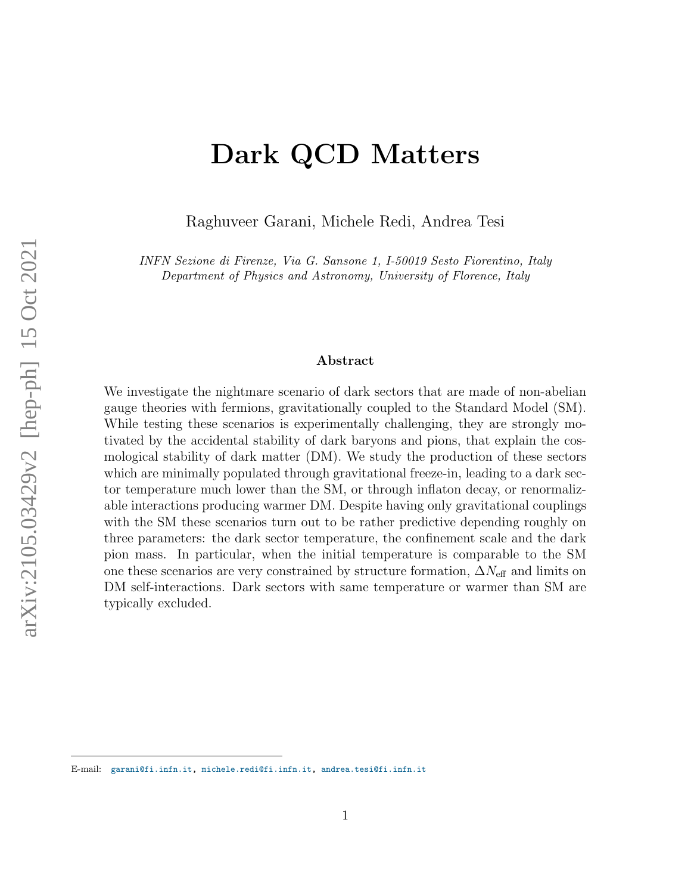# Dark QCD Matters

Raghuveer Garani, Michele Redi, Andrea Tesi

*INFN Sezione di Firenze, Via G. Sansone 1, I-50019 Sesto Fiorentino, Italy*
*Department of Physics and Astronomy, University of Florence, Italy*

**Abstract**

We investigate the nightmare scenario of dark sectors that are made of non-abelian gauge theories with fermions, gravitationally coupled to the Standard Model (SM). While testing these scenarios is experimentally challenging, they are strongly motivated by the accidental stability of dark baryons and pions, that explain the cosmological stability of dark matter (DM). We study the production of these sectors which are minimally populated through gravitational freeze-in, leading to a dark sector temperature much lower than the SM, or through inflaton decay, or renormalizable interactions producing warmer DM. Despite having only gravitational couplings with the SM these scenarios turn out to be rather predictive depending roughly on three parameters: the dark sector temperature, the confinement scale and the dark pion mass. In particular, when the initial temperature is comparable to the SM one these scenarios are very constrained by structure formation, $\Delta N_{\rm eff}$ and limits on DM self-interactions. Dark sectors with same temperature or warmer than SM are typically excluded.

---

E-mail: garani@fi.infn.it, michele.redi@fi.infn.it, andrea.tesi@fi.infn.it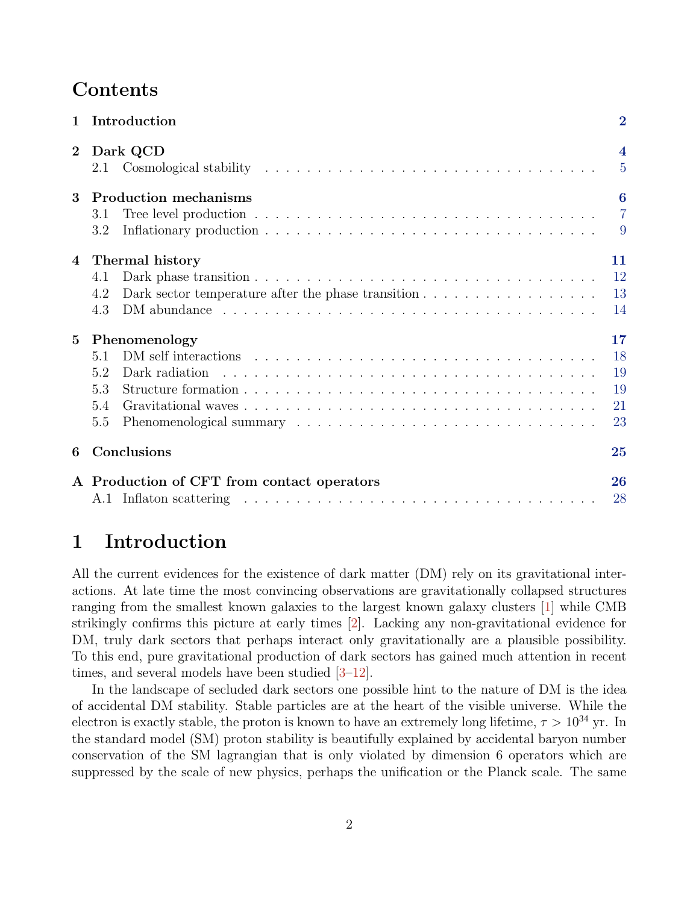## Contents

| | | |
|---|---|---|
| **1** | **Introduction** | **2** |
| **2** | **Dark QCD** | **4** |
| 2.1 | Cosmological stability | 5 |
| **3** | **Production mechanisms** | **6** |
| 3.1 | Tree level production | 7 |
| 3.2 | Inflationary production | 9 |
| **4** | **Thermal history** | **11** |
| 4.1 | Dark phase transition | 12 |
| 4.2 | Dark sector temperature after the phase transition | 13 |
| 4.3 | DM abundance | 14 |
| **5** | **Phenomenology** | **17** |
| 5.1 | DM self interactions | 18 |
| 5.2 | Dark radiation | 19 |
| 5.3 | Structure formation | 19 |
| 5.4 | Gravitational waves | 21 |
| 5.5 | Phenomenological summary | 23 |
| **6** | **Conclusions** | **25** |
| **A** | **Production of CFT from contact operators** | **26** |
| A.1 | Inflaton scattering | 28 |

# 1 Introduction

All the current evidences for the existence of dark matter (DM) rely on its gravitational interactions. At late time the most convincing observations are gravitationally collapsed structures ranging from the smallest known galaxies to the largest known galaxy clusters [1] while CMB strikingly confirms this picture at early times [2]. Lacking any non-gravitational evidence for DM, truly dark sectors that perhaps interact only gravitationally are a plausible possibility. To this end, pure gravitational production of dark sectors has gained much attention in recent times, and several models have been studied [3–12].

In the landscape of secluded dark sectors one possible hint to the nature of DM is the idea of accidental DM stability. Stable particles are at the heart of the visible universe. While the electron is exactly stable, the proton is known to have an extremely long lifetime, $\tau > 10^{34}$ yr. In the standard model (SM) proton stability is beautifully explained by accidental baryon number conservation of the SM lagrangian that is only violated by dimension 6 operators which are suppressed by the scale of new physics, perhaps the unification or the Planck scale. The same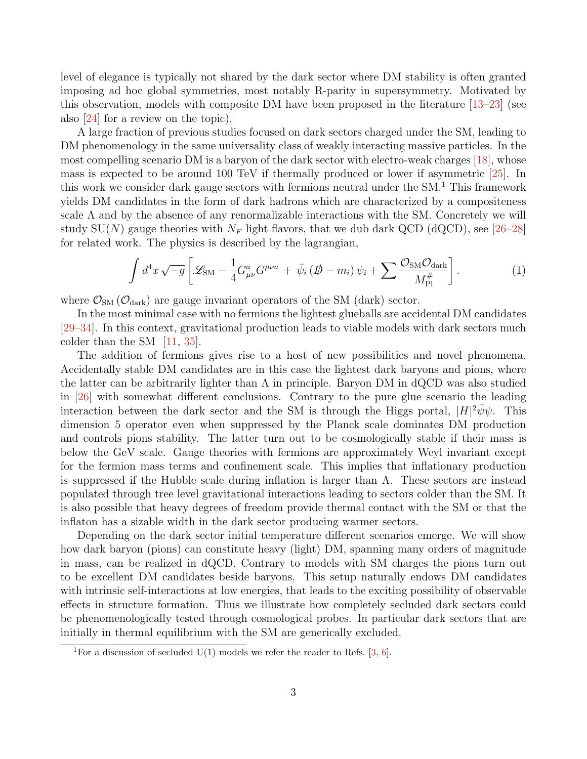level of elegance is typically not shared by the dark sector where DM stability is often granted imposing ad hoc global symmetries, most notably R-parity in supersymmetry. Motivated by this observation, models with composite DM have been proposed in the literature [13–23] (see also [24] for a review on the topic).

A large fraction of previous studies focused on dark sectors charged under the SM, leading to DM phenomenology in the same universality class of weakly interacting massive particles. In the most compelling scenario DM is a baryon of the dark sector with electro-weak charges [18], whose mass is expected to be around 100 TeV if thermally produced or lower if asymmetric [25]. In this work we consider dark gauge sectors with fermions neutral under the SM.[1] This framework yields DM candidates in the form of dark hadrons which are characterized by a compositeness scale $\Lambda$ and by the absence of any renormalizable interactions with the SM. Concretely we will study SU($N$) gauge theories with $N_F$ light flavors, that we dub dark QCD (dQCD), see [26–28] for related work. The physics is described by the lagrangian,

$$\int d^4x\,\sqrt{-g}\left[\mathscr{L}_{\rm SM}-\frac{1}{4}G^a_{\mu\nu}G^{\mu\nu a}\,+\,\bar{\psi}_i\left(\not{D}-m_i\right)\psi_i+\sum\frac{\mathcal{O}_{\rm SM}\mathcal{O}_{\rm dark}}{M_{\rm Pl}^{\#}}\right].\tag{1}$$

where $\mathcal{O}_{\rm SM}$ ($\mathcal{O}_{\rm dark}$) are gauge invariant operators of the SM (dark) sector.

In the most minimal case with no fermions the lightest glueballs are accidental DM candidates [29–34]. In this context, gravitational production leads to viable models with dark sectors much colder than the SM [11, 35].

The addition of fermions gives rise to a host of new possibilities and novel phenomena. Accidentally stable DM candidates are in this case the lightest dark baryons and pions, where the latter can be arbitrarily lighter than $\Lambda$ in principle. Baryon DM in dQCD was also studied in [26] with somewhat different conclusions. Contrary to the pure glue scenario the leading interaction between the dark sector and the SM is through the Higgs portal, $|H|^2\bar{\psi}\psi$. This dimension 5 operator even when suppressed by the Planck scale dominates DM production and controls pions stability. The latter turn out to be cosmologically stable if their mass is below the GeV scale. Gauge theories with fermions are approximately Weyl invariant except for the fermion mass terms and confinement scale. This implies that inflationary production is suppressed if the Hubble scale during inflation is larger than $\Lambda$. These sectors are instead populated through tree level gravitational interactions leading to sectors colder than the SM. It is also possible that heavy degrees of freedom provide thermal contact with the SM or that the inflaton has a sizable width in the dark sector producing warmer sectors.

Depending on the dark sector initial temperature different scenarios emerge. We will show how dark baryon (pions) can constitute heavy (light) DM, spanning many orders of magnitude in mass, can be realized in dQCD. Contrary to models with SM charges the pions turn out to be excellent DM candidates beside baryons. This setup naturally endows DM candidates with intrinsic self-interactions at low energies, that leads to the exciting possibility of observable effects in structure formation. Thus we illustrate how completely secluded dark sectors could be phenomenologically tested through cosmological probes. In particular dark sectors that are initially in thermal equilibrium with the SM are generically excluded.

[1] For a discussion of secluded U(1) models we refer the reader to Refs. [3, 6].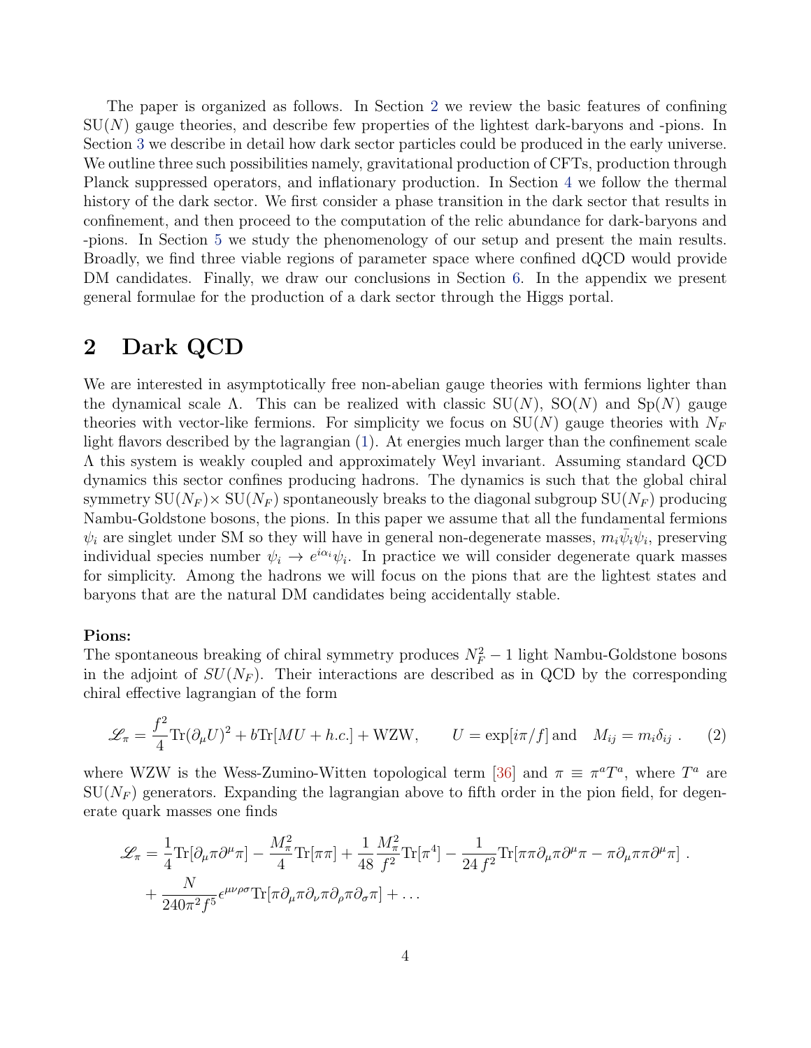The paper is organized as follows. In Section 2 we review the basic features of confining SU($N$) gauge theories, and describe few properties of the lightest dark-baryons and -pions. In Section 3 we describe in detail how dark sector particles could be produced in the early universe. We outline three such possibilities namely, gravitational production of CFTs, production through Planck suppressed operators, and inflationary production. In Section 4 we follow the thermal history of the dark sector. We first consider a phase transition in the dark sector that results in confinement, and then proceed to the computation of the relic abundance for dark-baryons and -pions. In Section 5 we study the phenomenology of our setup and present the main results. Broadly, we find three viable regions of parameter space where confined dQCD would provide DM candidates. Finally, we draw our conclusions in Section 6. In the appendix we present general formulae for the production of a dark sector through the Higgs portal.

## 2 Dark QCD

We are interested in asymptotically free non-abelian gauge theories with fermions lighter than the dynamical scale $\Lambda$. This can be realized with classic SU($N$), SO($N$) and Sp($N$) gauge theories with vector-like fermions. For simplicity we focus on SU($N$) gauge theories with $N_F$ light flavors described by the lagrangian (1). At energies much larger than the confinement scale $\Lambda$ this system is weakly coupled and approximately Weyl invariant. Assuming standard QCD dynamics this sector confines producing hadrons. The dynamics is such that the global chiral symmetry SU($N_F$)$\times$ SU($N_F$) spontaneously breaks to the diagonal subgroup SU($N_F$) producing Nambu-Goldstone bosons, the pions. In this paper we assume that all the fundamental fermions $\psi_i$ are singlet under SM so they will have in general non-degenerate masses, $m_i\bar{\psi}_i\psi_i$, preserving individual species number $\psi_i \to e^{i\alpha_i}\psi_i$. In practice we will consider degenerate quark masses for simplicity. Among the hadrons we will focus on the pions that are the lightest states and baryons that are the natural DM candidates being accidentally stable.

**Pions:**
The spontaneous breaking of chiral symmetry produces $N_F^2 - 1$ light Nambu-Goldstone bosons in the adjoint of $SU(N_F)$. Their interactions are described as in QCD by the corresponding chiral effective lagrangian of the form

$$\mathscr{L}_\pi = \frac{f^2}{4}\text{Tr}(\partial_\mu U)^2 + b\text{Tr}[MU + h.c.] + \text{WZW}, \qquad U = \exp[i\pi/f] \,\text{and} \quad M_{ij} = m_i \delta_{ij} \; . \tag{2}$$

where WZW is the Wess-Zumino-Witten topological term [36] and $\pi \equiv \pi^a T^a$, where $T^a$ are SU($N_F$) generators. Expanding the lagrangian above to fifth order in the pion field, for degenerate quark masses one finds

$$\begin{aligned}\mathscr{L}_\pi = &\frac{1}{4}\text{Tr}[\partial_\mu\pi\partial^\mu\pi] - \frac{M_\pi^2}{4}\text{Tr}[\pi\pi] + \frac{1}{48}\frac{M_\pi^2}{f^2}\text{Tr}[\pi^4] - \frac{1}{24\,f^2}\text{Tr}[\pi\pi\partial_\mu\pi\partial^\mu\pi - \pi\partial_\mu\pi\pi\partial^\mu\pi] \; . \\ &+ \frac{N}{240\pi^2 f^5}\epsilon^{\mu\nu\rho\sigma}\text{Tr}[\pi\partial_\mu\pi\partial_\nu\pi\partial_\rho\pi\partial_\sigma\pi] + \ldots\end{aligned}$$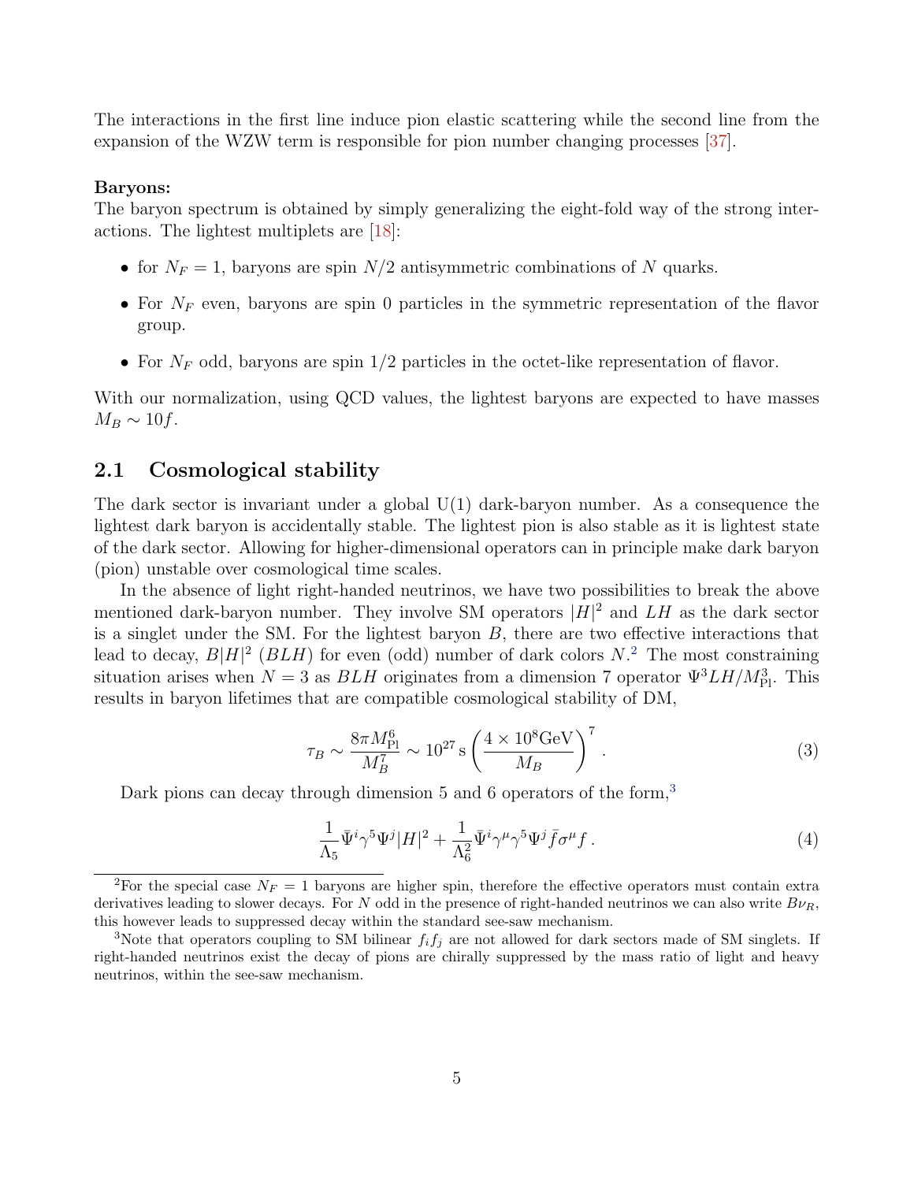The interactions in the first line induce pion elastic scattering while the second line from the expansion of the WZW term is responsible for pion number changing processes [37].

**Baryons:**
The baryon spectrum is obtained by simply generalizing the eight-fold way of the strong interactions. The lightest multiplets are [18]:

- for $N_F = 1$, baryons are spin $N/2$ antisymmetric combinations of $N$ quarks.
- For $N_F$ even, baryons are spin 0 particles in the symmetric representation of the flavor group.
- For $N_F$ odd, baryons are spin 1/2 particles in the octet-like representation of flavor.

With our normalization, using QCD values, the lightest baryons are expected to have masses $M_B \sim 10f$.

## 2.1 Cosmological stability

The dark sector is invariant under a global U(1) dark-baryon number. As a consequence the lightest dark baryon is accidentally stable. The lightest pion is also stable as it is lightest state of the dark sector. Allowing for higher-dimensional operators can in principle make dark baryon (pion) unstable over cosmological time scales.

In the absence of light right-handed neutrinos, we have two possibilities to break the above mentioned dark-baryon number. They involve SM operators $|H|^2$ and $LH$ as the dark sector is a singlet under the SM. For the lightest baryon $B$, there are two effective interactions that lead to decay, $B|H|^2$ ($BLH$) for even (odd) number of dark colors $N$.[2] The most constraining situation arises when $N = 3$ as $BLH$ originates from a dimension 7 operator $\Psi^3 LH/M_{\rm Pl}^3$. This results in baryon lifetimes that are compatible cosmological stability of DM,

$$\tau_B \sim \frac{8\pi M_{\rm Pl}^6}{M_B^7} \sim 10^{27}\,{\rm s}\left(\frac{4\times 10^8 {\rm GeV}}{M_B}\right)^7 . \tag{3}$$

Dark pions can decay through dimension 5 and 6 operators of the form,[3]

$$\frac{1}{\Lambda_5}\bar{\Psi}^i\gamma^5\Psi^j|H|^2 + \frac{1}{\Lambda_6^2}\bar{\Psi}^i\gamma^\mu\gamma^5\Psi^j\bar{f}\sigma^\mu f\,. \tag{4}$$

---

[2] For the special case $N_F = 1$ baryons are higher spin, therefore the effective operators must contain extra derivatives leading to slower decays. For $N$ odd in the presence of right-handed neutrinos we can also write $B\nu_R$, this however leads to suppressed decay within the standard see-saw mechanism.

[3] Note that operators coupling to SM bilinear $f_i f_j$ are not allowed for dark sectors made of SM singlets. If right-handed neutrinos exist the decay of pions are chirally suppressed by the mass ratio of light and heavy neutrinos, within the see-saw mechanism.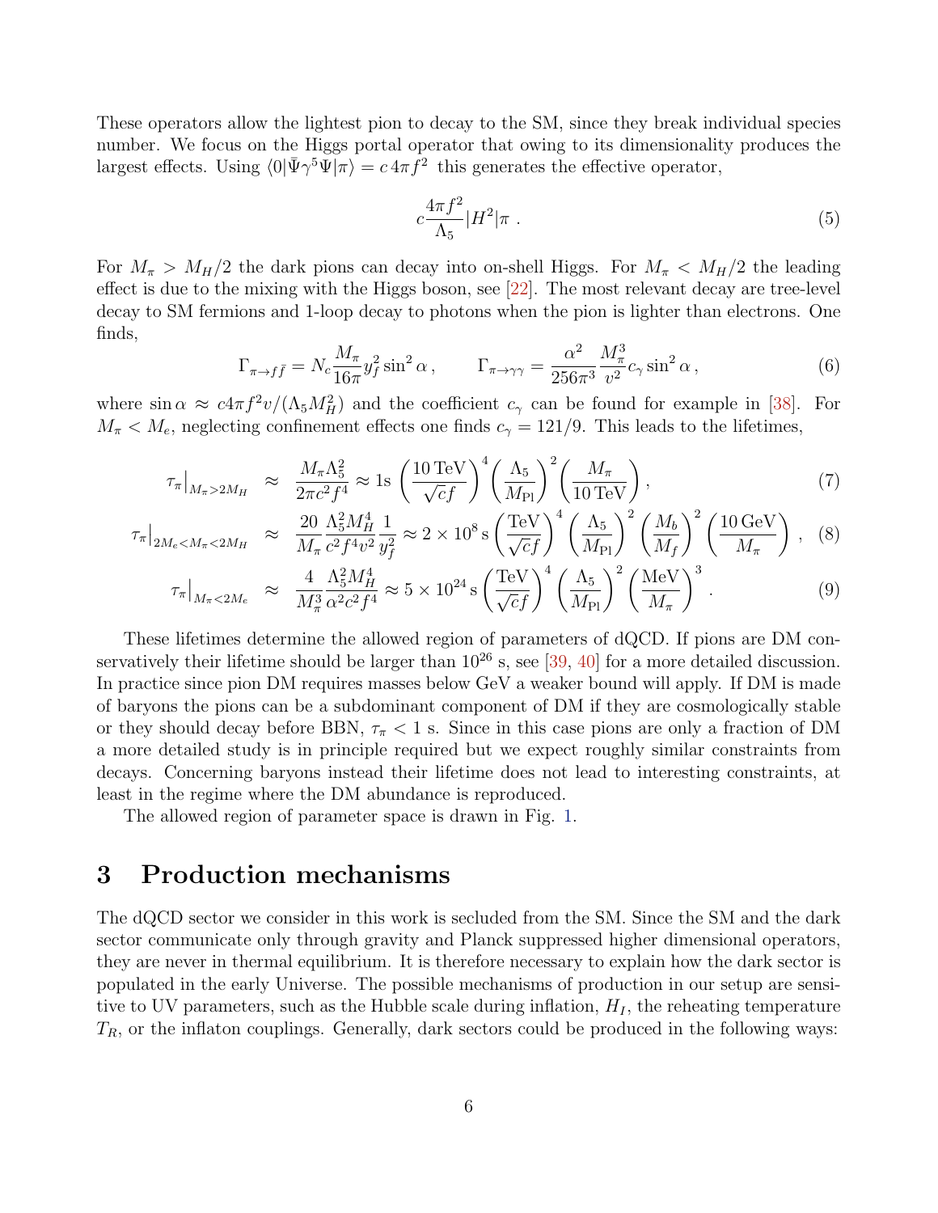These operators allow the lightest pion to decay to the SM, since they break individual species number. We focus on the Higgs portal operator that owing to its dimensionality produces the largest effects. Using $\langle 0|\bar{\Psi}\gamma^5\Psi|\pi\rangle = c\,4\pi f^2$ this generates the effective operator,

$$
c\frac{4\pi f^2}{\Lambda_5}|H^2|\pi\,. \tag{5}
$$

For $M_\pi > M_H/2$ the dark pions can decay into on-shell Higgs. For $M_\pi < M_H/2$ the leading effect is due to the mixing with the Higgs boson, see [22]. The most relevant decay are tree-level decay to SM fermions and 1-loop decay to photons when the pion is lighter than electrons. One finds,

$$
\Gamma_{\pi\to f\bar{f}} = N_c\frac{M_\pi}{16\pi}y_f^2\sin^2\alpha\,, \qquad \Gamma_{\pi\to\gamma\gamma} = \frac{\alpha^2}{256\pi^3}\frac{M_\pi^3}{v^2}c_\gamma\sin^2\alpha\,, \tag{6}
$$

where $\sin\alpha \approx c4\pi f^2 v/(\Lambda_5 M_H^2)$ and the coefficient $c_\gamma$ can be found for example in [38]. For $M_\pi < M_e$, neglecting confinement effects one finds $c_\gamma = 121/9$. This leads to the lifetimes,

$$
\tau_\pi\big|_{M_\pi>2M_H} \approx \frac{M_\pi\Lambda_5^2}{2\pi c^2 f^4} \approx 1\text{s}\left(\frac{10\,\text{TeV}}{\sqrt{c}f}\right)^4\left(\frac{\Lambda_5}{M_{\text{Pl}}}\right)^2\left(\frac{M_\pi}{10\,\text{TeV}}\right), \tag{7}
$$

$$
\tau_\pi\big|_{2M_e<M_\pi<2M_H} \approx \frac{20}{M_\pi}\frac{\Lambda_5^2 M_H^4}{c^2 f^4 v^2}\frac{1}{y_f^2} \approx 2\times 10^8\,\text{s}\left(\frac{\text{TeV}}{\sqrt{c}f}\right)^4\left(\frac{\Lambda_5}{M_{\text{Pl}}}\right)^2\left(\frac{M_b}{M_f}\right)^2\left(\frac{10\,\text{GeV}}{M_\pi}\right), \tag{8}
$$

$$
\tau_\pi\big|_{M_\pi<2M_e} \approx \frac{4}{M_\pi^3}\frac{\Lambda_5^2 M_H^4}{\alpha^2 c^2 f^4} \approx 5\times 10^{24}\,\text{s}\left(\frac{\text{TeV}}{\sqrt{c}f}\right)^4\left(\frac{\Lambda_5}{M_{\text{Pl}}}\right)^2\left(\frac{\text{MeV}}{M_\pi}\right)^3. \tag{9}
$$

These lifetimes determine the allowed region of parameters of dQCD. If pions are DM conservatively their lifetime should be larger than $10^{26}$ s, see [39, 40] for a more detailed discussion. In practice since pion DM requires masses below GeV a weaker bound will apply. If DM is made of baryons the pions can be a subdominant component of DM if they are cosmologically stable or they should decay before BBN, $\tau_\pi < 1$ s. Since in this case pions are only a fraction of DM a more detailed study is in principle required but we expect roughly similar constraints from decays. Concerning baryons instead their lifetime does not lead to interesting constraints, at least in the regime where the DM abundance is reproduced.

The allowed region of parameter space is drawn in Fig. 1.

# 3 Production mechanisms

The dQCD sector we consider in this work is secluded from the SM. Since the SM and the dark sector communicate only through gravity and Planck suppressed higher dimensional operators, they are never in thermal equilibrium. It is therefore necessary to explain how the dark sector is populated in the early Universe. The possible mechanisms of production in our setup are sensitive to UV parameters, such as the Hubble scale during inflation, $H_I$, the reheating temperature $T_R$, or the inflaton couplings. Generally, dark sectors could be produced in the following ways: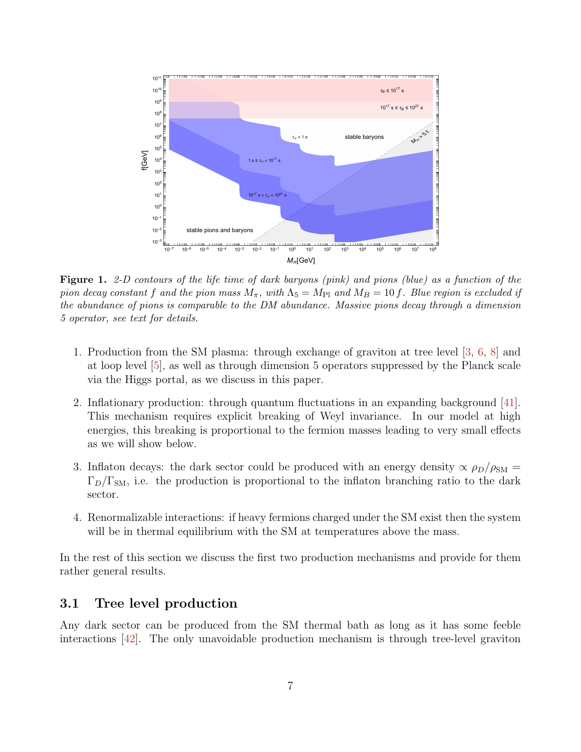**Figure 1.** *2-D contours of the life time of dark baryons (pink) and pions (blue) as a function of the pion decay constant $f$ and the pion mass $M_\pi$, with $\Lambda_5 = M_{\rm Pl}$ and $M_B = 10\, f$. Blue region is excluded if the abundance of pions is comparable to the DM abundance. Massive pions decay through a dimension 5 operator, see text for details.*

1. Production from the SM plasma: through exchange of graviton at tree level [3, 6, 8] and at loop level [5], as well as through dimension 5 operators suppressed by the Planck scale via the Higgs portal, as we discuss in this paper.

2. Inflationary production: through quantum fluctuations in an expanding background [41]. This mechanism requires explicit breaking of Weyl invariance. In our model at high energies, this breaking is proportional to the fermion masses leading to very small effects as we will show below.

3. Inflaton decays: the dark sector could be produced with an energy density $\propto \rho_D/\rho_{\rm SM} = \Gamma_D/\Gamma_{\rm SM}$, i.e. the production is proportional to the inflaton branching ratio to the dark sector.

4. Renormalizable interactions: if heavy fermions charged under the SM exist then the system will be in thermal equilibrium with the SM at temperatures above the mass.

In the rest of this section we discuss the first two production mechanisms and provide for them rather general results.

## 3.1 Tree level production

Any dark sector can be produced from the SM thermal bath as long as it has some feeble interactions [42]. The only unavoidable production mechanism is through tree-level graviton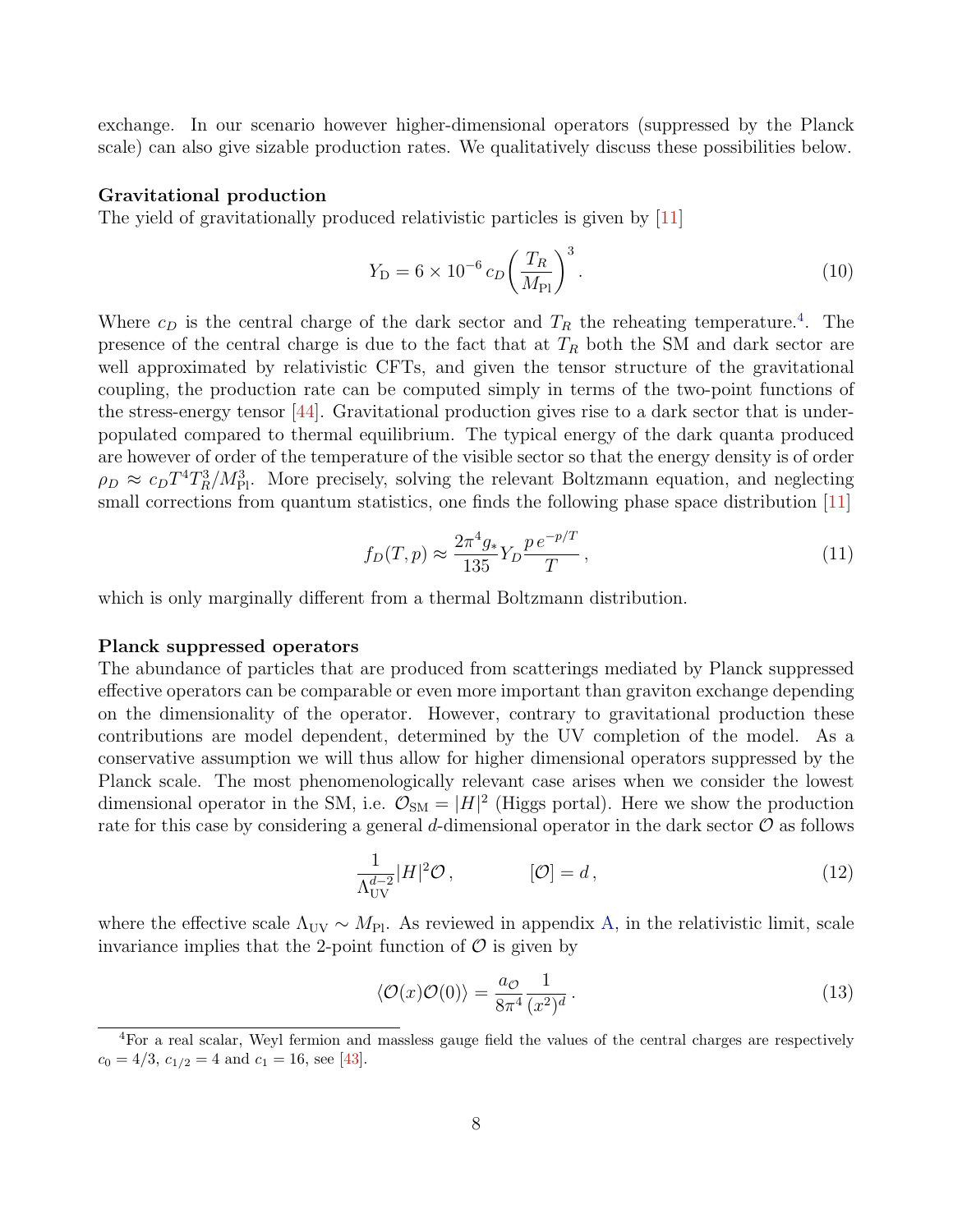exchange. In our scenario however higher-dimensional operators (suppressed by the Planck scale) can also give sizable production rates. We qualitatively discuss these possibilities below.

**Gravitational production**

The yield of gravitationally produced relativistic particles is given by [11]

$$Y_{\rm D} = 6 \times 10^{-6}\, c_D \left(\frac{T_R}{M_{\rm Pl}}\right)^3 . \tag{10}$$

Where $c_D$ is the central charge of the dark sector and $T_R$ the reheating temperature.[4]. The presence of the central charge is due to the fact that at $T_R$ both the SM and dark sector are well approximated by relativistic CFTs, and given the tensor structure of the gravitational coupling, the production rate can be computed simply in terms of the two-point functions of the stress-energy tensor [44]. Gravitational production gives rise to a dark sector that is under-populated compared to thermal equilibrium. The typical energy of the dark quanta produced are however of order of the temperature of the visible sector so that the energy density is of order $\rho_D \approx c_D T^4 T_R^3/M_{\rm Pl}^3$. More precisely, solving the relevant Boltzmann equation, and neglecting small corrections from quantum statistics, one finds the following phase space distribution [11]

$$f_D(T,p) \approx \frac{2\pi^4 g_*}{135} Y_D \frac{p\, e^{-p/T}}{T} , \tag{11}$$

which is only marginally different from a thermal Boltzmann distribution.

**Planck suppressed operators**

The abundance of particles that are produced from scatterings mediated by Planck suppressed effective operators can be comparable or even more important than graviton exchange depending on the dimensionality of the operator. However, contrary to gravitational production these contributions are model dependent, determined by the UV completion of the model. As a conservative assumption we will thus allow for higher dimensional operators suppressed by the Planck scale. The most phenomenologically relevant case arises when we consider the lowest dimensional operator in the SM, i.e. $\mathcal{O}_{\rm SM} = |H|^2$ (Higgs portal). Here we show the production rate for this case by considering a general $d$-dimensional operator in the dark sector $\mathcal{O}$ as follows

$$\frac{1}{\Lambda_{\rm UV}^{d-2}} |H|^2 \mathcal{O} , \qquad\qquad [\mathcal{O}] = d , \tag{12}$$

where the effective scale $\Lambda_{\rm UV} \sim M_{\rm Pl}$. As reviewed in appendix A, in the relativistic limit, scale invariance implies that the 2-point function of $\mathcal{O}$ is given by

$$\langle \mathcal{O}(x)\mathcal{O}(0)\rangle = \frac{a_{\mathcal{O}}}{8\pi^4} \frac{1}{(x^2)^d} . \tag{13}$$

[4] For a real scalar, Weyl fermion and massless gauge field the values of the central charges are respectively $c_0 = 4/3$, $c_{1/2} = 4$ and $c_1 = 16$, see [43].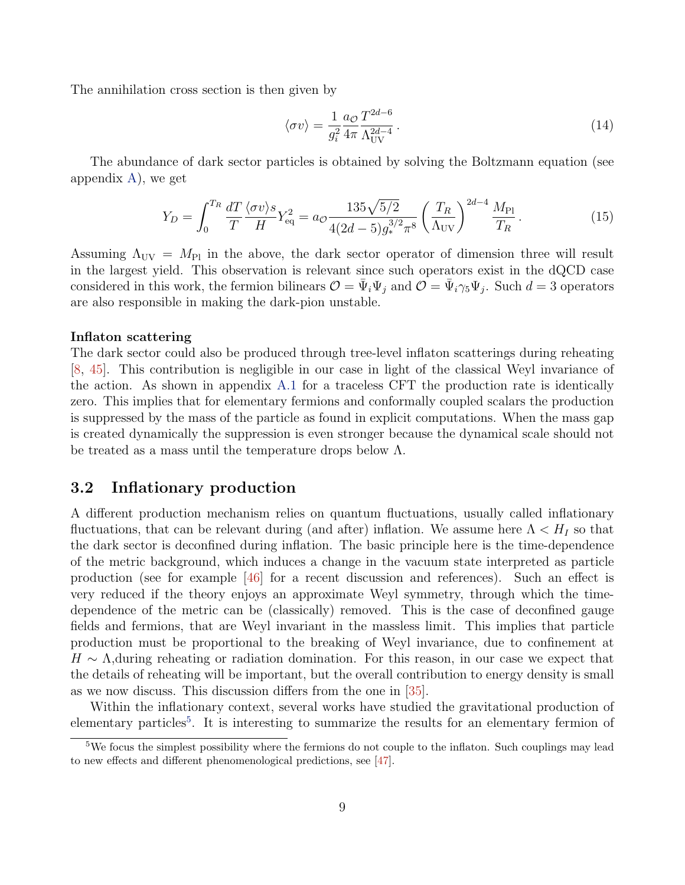The annihilation cross section is then given by

$$\langle \sigma v \rangle = \frac{1}{g_i^2} \frac{a_{\mathcal{O}}}{4\pi} \frac{T^{2d-6}}{\Lambda_{\rm UV}^{2d-4}} \,. \tag{14}$$

The abundance of dark sector particles is obtained by solving the Boltzmann equation (see appendix A), we get

$$Y_D = \int_0^{T_R} \frac{dT}{T} \frac{\langle \sigma v \rangle s}{H} Y_{\rm eq}^2 = a_{\mathcal{O}} \frac{135\sqrt{5/2}}{4(2d-5) g_*^{3/2} \pi^8} \left( \frac{T_R}{\Lambda_{\rm UV}} \right)^{2d-4} \frac{M_{\rm Pl}}{T_R} \,. \tag{15}$$

Assuming $\Lambda_{\rm UV} = M_{\rm Pl}$ in the above, the dark sector operator of dimension three will result in the largest yield. This observation is relevant since such operators exist in the dQCD case considered in this work, the fermion bilinears $\mathcal{O} = \bar{\Psi}_i \Psi_j$ and $\mathcal{O} = \bar{\Psi}_i \gamma_5 \Psi_j$. Such $d = 3$ operators are also responsible in making the dark-pion unstable.

**Inflaton scattering**
The dark sector could also be produced through tree-level inflaton scatterings during reheating [8, 45]. This contribution is negligible in our case in light of the classical Weyl invariance of the action. As shown in appendix A.1 for a traceless CFT the production rate is identically zero. This implies that for elementary fermions and conformally coupled scalars the production is suppressed by the mass of the particle as found in explicit computations. When the mass gap is created dynamically the suppression is even stronger because the dynamical scale should not be treated as a mass until the temperature drops below $\Lambda$.

## 3.2 Inflationary production

A different production mechanism relies on quantum fluctuations, usually called inflationary fluctuations, that can be relevant during (and after) inflation. We assume here $\Lambda < H_I$ so that the dark sector is deconfined during inflation. The basic principle here is the time-dependence of the metric background, which induces a change in the vacuum state interpreted as particle production (see for example [46] for a recent discussion and references). Such an effect is very reduced if the theory enjoys an approximate Weyl symmetry, through which the time-dependence of the metric can be (classically) removed. This is the case of deconfined gauge fields and fermions, that are Weyl invariant in the massless limit. This implies that particle production must be proportional to the breaking of Weyl invariance, due to confinement at $H \sim \Lambda$,during reheating or radiation domination. For this reason, in our case we expect that the details of reheating will be important, but the overall contribution to energy density is small as we now discuss. This discussion differs from the one in [35].

Within the inflationary context, several works have studied the gravitational production of elementary particles[5]. It is interesting to summarize the results for an elementary fermion of

[5] We focus the simplest possibility where the fermions do not couple to the inflaton. Such couplings may lead to new effects and different phenomenological predictions, see [47].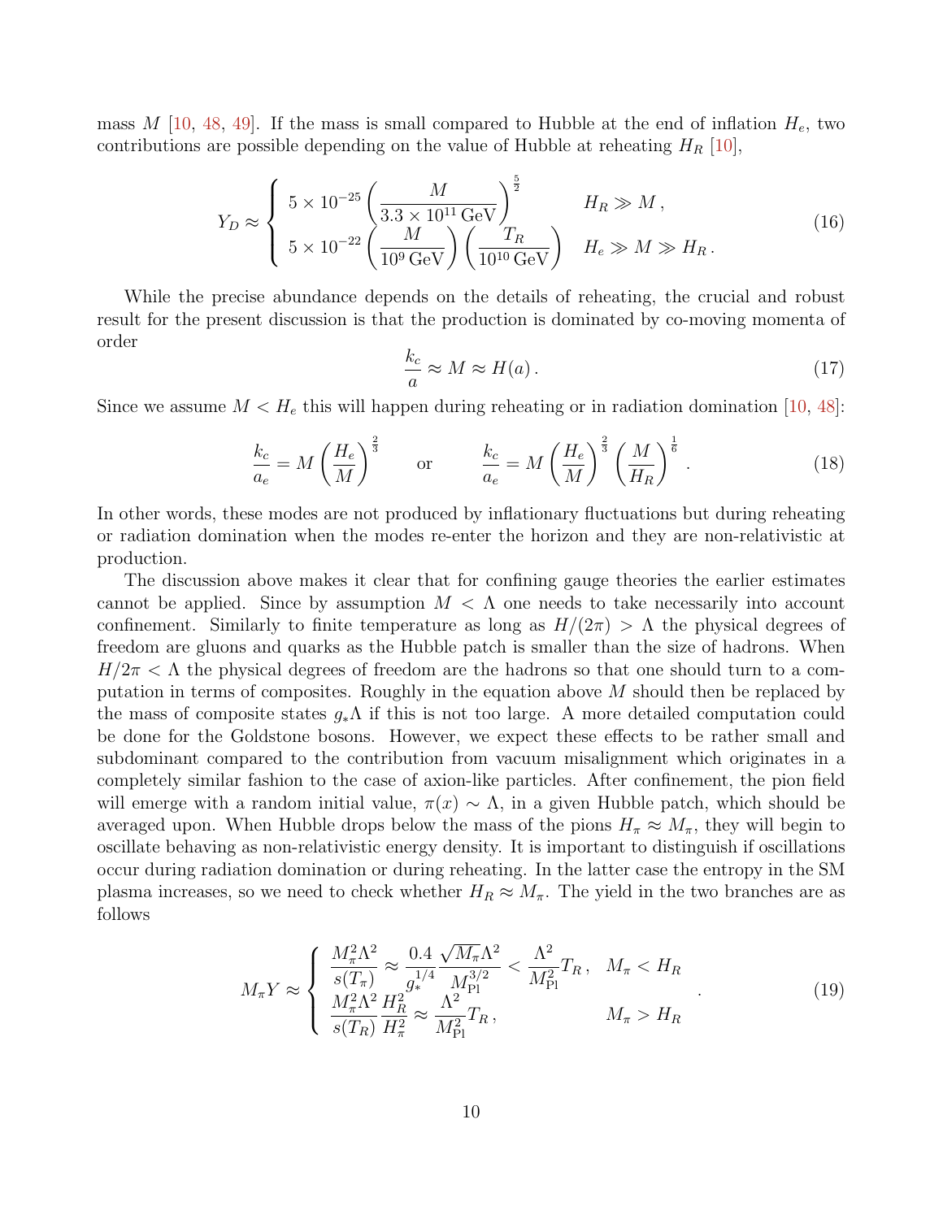mass $M$ [10, 48, 49]. If the mass is small compared to Hubble at the end of inflation $H_e$, two contributions are possible depending on the value of Hubble at reheating $H_R$ [10],

$$
Y_D \approx \begin{cases} 5\times 10^{-25}\left(\dfrac{M}{3.3\times 10^{11}\,\mathrm{GeV}}\right)^{\frac{5}{2}} & H_R \gg M\,, \\ 5\times 10^{-22}\left(\dfrac{M}{10^{9}\,\mathrm{GeV}}\right)\left(\dfrac{T_R}{10^{10}\,\mathrm{GeV}}\right) & H_e \gg M \gg H_R\,. \end{cases} \tag{16}
$$

While the precise abundance depends on the details of reheating, the crucial and robust result for the present discussion is that the production is dominated by co-moving momenta of order

$$
\frac{k_c}{a} \approx M \approx H(a)\,. \tag{17}
$$

Since we assume $M < H_e$ this will happen during reheating or in radiation domination [10, 48]:

$$
\frac{k_c}{a_e} = M\left(\frac{H_e}{M}\right)^{\frac{2}{3}} \qquad \text{or} \qquad \frac{k_c}{a_e} = M\left(\frac{H_e}{M}\right)^{\frac{2}{3}}\left(\frac{M}{H_R}\right)^{\frac{1}{6}}\,. \tag{18}
$$

In other words, these modes are not produced by inflationary fluctuations but during reheating or radiation domination when the modes re-enter the horizon and they are non-relativistic at production.

The discussion above makes it clear that for confining gauge theories the earlier estimates cannot be applied. Since by assumption $M < \Lambda$ one needs to take necessarily into account confinement. Similarly to finite temperature as long as $H/(2\pi) > \Lambda$ the physical degrees of freedom are gluons and quarks as the Hubble patch is smaller than the size of hadrons. When $H/2\pi < \Lambda$ the physical degrees of freedom are the hadrons so that one should turn to a computation in terms of composites. Roughly in the equation above $M$ should then be replaced by the mass of composite states $g_*\Lambda$ if this is not too large. A more detailed computation could be done for the Goldstone bosons. However, we expect these effects to be rather small and subdominant compared to the contribution from vacuum misalignment which originates in a completely similar fashion to the case of axion-like particles. After confinement, the pion field will emerge with a random initial value, $\pi(x) \sim \Lambda$, in a given Hubble patch, which should be averaged upon. When Hubble drops below the mass of the pions $H_\pi \approx M_\pi$, they will begin to oscillate behaving as non-relativistic energy density. It is important to distinguish if oscillations occur during radiation domination or during reheating. In the latter case the entropy in the SM plasma increases, so we need to check whether $H_R \approx M_\pi$. The yield in the two branches are as follows

$$
M_\pi Y \approx \begin{cases} \dfrac{M_\pi^2\Lambda^2}{s(T_\pi)} \approx \dfrac{0.4}{g_*^{1/4}}\dfrac{\sqrt{M_\pi}\Lambda^2}{M_{\rm Pl}^{3/2}} < \dfrac{\Lambda^2}{M_{\rm Pl}^2}T_R\,, & M_\pi < H_R \\ \dfrac{M_\pi^2\Lambda^2}{s(T_R)}\dfrac{H_R^2}{H_\pi^2} \approx \dfrac{\Lambda^2}{M_{\rm Pl}^2}T_R\,, & M_\pi > H_R \end{cases}\,. \tag{19}
$$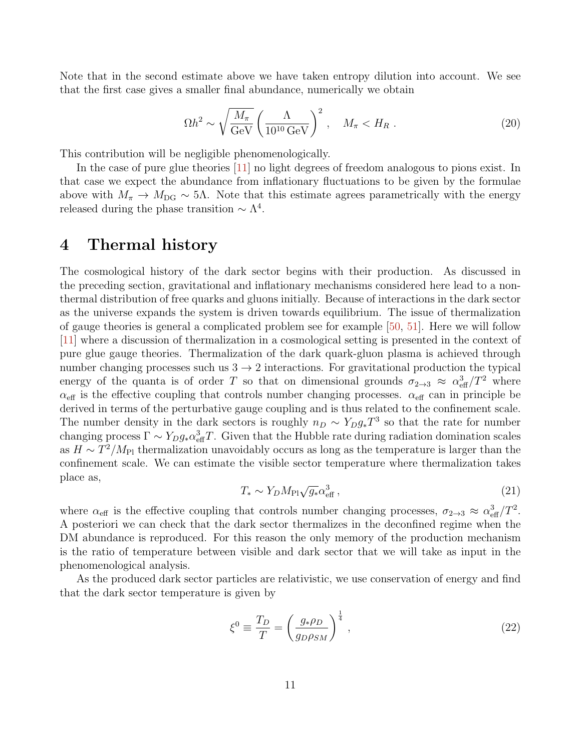Note that in the second estimate above we have taken entropy dilution into account. We see that the first case gives a smaller final abundance, numerically we obtain

$$
\Omega h^2 \sim \sqrt{\frac{M_\pi}{\text{GeV}}} \left(\frac{\Lambda}{10^{10}\,\text{GeV}}\right)^2 , \quad M_\pi < H_R \,. \tag{20}
$$

This contribution will be negligible phenomenologically.

In the case of pure glue theories [11] no light degrees of freedom analogous to pions exist. In that case we expect the abundance from inflationary fluctuations to be given by the formulae above with $M_\pi \to M_{\text{DG}} \sim 5\Lambda$. Note that this estimate agrees parametrically with the energy released during the phase transition $\sim \Lambda^4$.

# 4 Thermal history

The cosmological history of the dark sector begins with their production. As discussed in the preceding section, gravitational and inflationary mechanisms considered here lead to a non-thermal distribution of free quarks and gluons initially. Because of interactions in the dark sector as the universe expands the system is driven towards equilibrium. The issue of thermalization of gauge theories is general a complicated problem see for example [50, 51]. Here we will follow [11] where a discussion of thermalization in a cosmological setting is presented in the context of pure glue gauge theories. Thermalization of the dark quark-gluon plasma is achieved through number changing processes such us $3 \to 2$ interactions. For gravitational production the typical energy of the quanta is of order $T$ so that on dimensional grounds $\sigma_{2\to 3} \approx \alpha_{\text{eff}}^3/T^2$ where $\alpha_{\text{eff}}$ is the effective coupling that controls number changing processes. $\alpha_{\text{eff}}$ can in principle be derived in terms of the perturbative gauge coupling and is thus related to the confinement scale. The number density in the dark sectors is roughly $n_D \sim Y_D g_* T^3$ so that the rate for number changing process $\Gamma \sim Y_D g_* \alpha_{\text{eff}}^3 T$. Given that the Hubble rate during radiation domination scales as $H \sim T^2/M_{\text{Pl}}$ thermalization unavoidably occurs as long as the temperature is larger than the confinement scale. We can estimate the visible sector temperature where thermalization takes place as,

$$
T_* \sim Y_D M_{\text{Pl}} \sqrt{g_*} \alpha_{\text{eff}}^3 \,, \tag{21}
$$

where $\alpha_{\text{eff}}$ is the effective coupling that controls number changing processes, $\sigma_{2\to 3} \approx \alpha_{\text{eff}}^3/T^2$. A posteriori we can check that the dark sector thermalizes in the deconfined regime when the DM abundance is reproduced. For this reason the only memory of the production mechanism is the ratio of temperature between visible and dark sector that we will take as input in the phenomenological analysis.

As the produced dark sector particles are relativistic, we use conservation of energy and find that the dark sector temperature is given by

$$
\xi^0 \equiv \frac{T_D}{T} = \left(\frac{g_* \rho_D}{g_D \rho_{SM}}\right)^{\frac{1}{4}} , \tag{22}
$$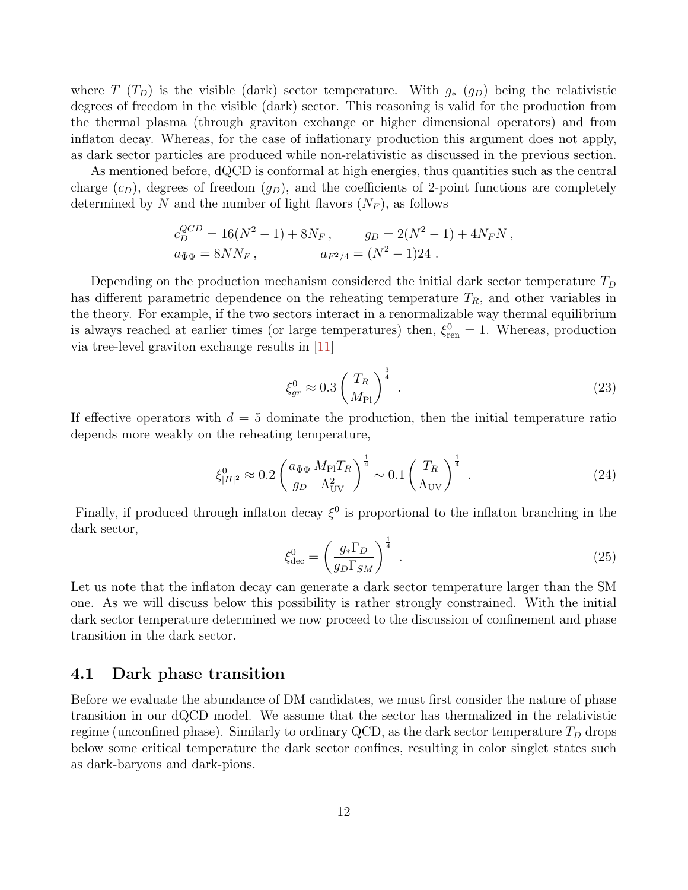where $T$ ($T_D$) is the visible (dark) sector temperature. With $g_*$ ($g_D$) being the relativistic degrees of freedom in the visible (dark) sector. This reasoning is valid for the production from the thermal plasma (through graviton exchange or higher dimensional operators) and from inflaton decay. Whereas, for the case of inflationary production this argument does not apply, as dark sector particles are produced while non-relativistic as discussed in the previous section.

As mentioned before, dQCD is conformal at high energies, thus quantities such as the central charge ($c_D$), degrees of freedom ($g_D$), and the coefficients of 2-point functions are completely determined by $N$ and the number of light flavors ($N_F$), as follows

$$
\begin{aligned}
c_D^{QCD} &= 16(N^2-1) + 8N_F\,, \qquad & g_D &= 2(N^2-1) + 4N_F N\,, \\
a_{\bar{\Psi}\Psi} &= 8NN_F\,, & a_{F^2/4} &= (N^2-1)24\,.
\end{aligned}
$$

Depending on the production mechanism considered the initial dark sector temperature $T_D$ has different parametric dependence on the reheating temperature $T_R$, and other variables in the theory. For example, if the two sectors interact in a renormalizable way thermal equilibrium is always reached at earlier times (or large temperatures) then, $\xi^0_{\rm ren} = 1$. Whereas, production via tree-level graviton exchange results in [11]

$$
\xi^0_{gr} \approx 0.3 \left(\frac{T_R}{M_{\rm Pl}}\right)^{\frac{3}{4}}\,. \tag{23}
$$

If effective operators with $d = 5$ dominate the production, then the initial temperature ratio depends more weakly on the reheating temperature,

$$
\xi^0_{|H|^2} \approx 0.2 \left(\frac{a_{\bar{\Psi}\Psi}}{g_D}\frac{M_{\rm Pl}T_R}{\Lambda^2_{\rm UV}}\right)^{\frac{1}{4}} \sim 0.1\left(\frac{T_R}{\Lambda_{\rm UV}}\right)^{\frac{1}{4}}\,. \tag{24}
$$

Finally, if produced through inflaton decay $\xi^0$ is proportional to the inflaton branching in the dark sector,

$$
\xi^0_{\rm dec} = \left(\frac{g_*\Gamma_D}{g_D\Gamma_{SM}}\right)^{\frac{1}{4}}\,. \tag{25}
$$

Let us note that the inflaton decay can generate a dark sector temperature larger than the SM one. As we will discuss below this possibility is rather strongly constrained. With the initial dark sector temperature determined we now proceed to the discussion of confinement and phase transition in the dark sector.

### 4.1 Dark phase transition

Before we evaluate the abundance of DM candidates, we must first consider the nature of phase transition in our dQCD model. We assume that the sector has thermalized in the relativistic regime (unconfined phase). Similarly to ordinary QCD, as the dark sector temperature $T_D$ drops below some critical temperature the dark sector confines, resulting in color singlet states such as dark-baryons and dark-pions.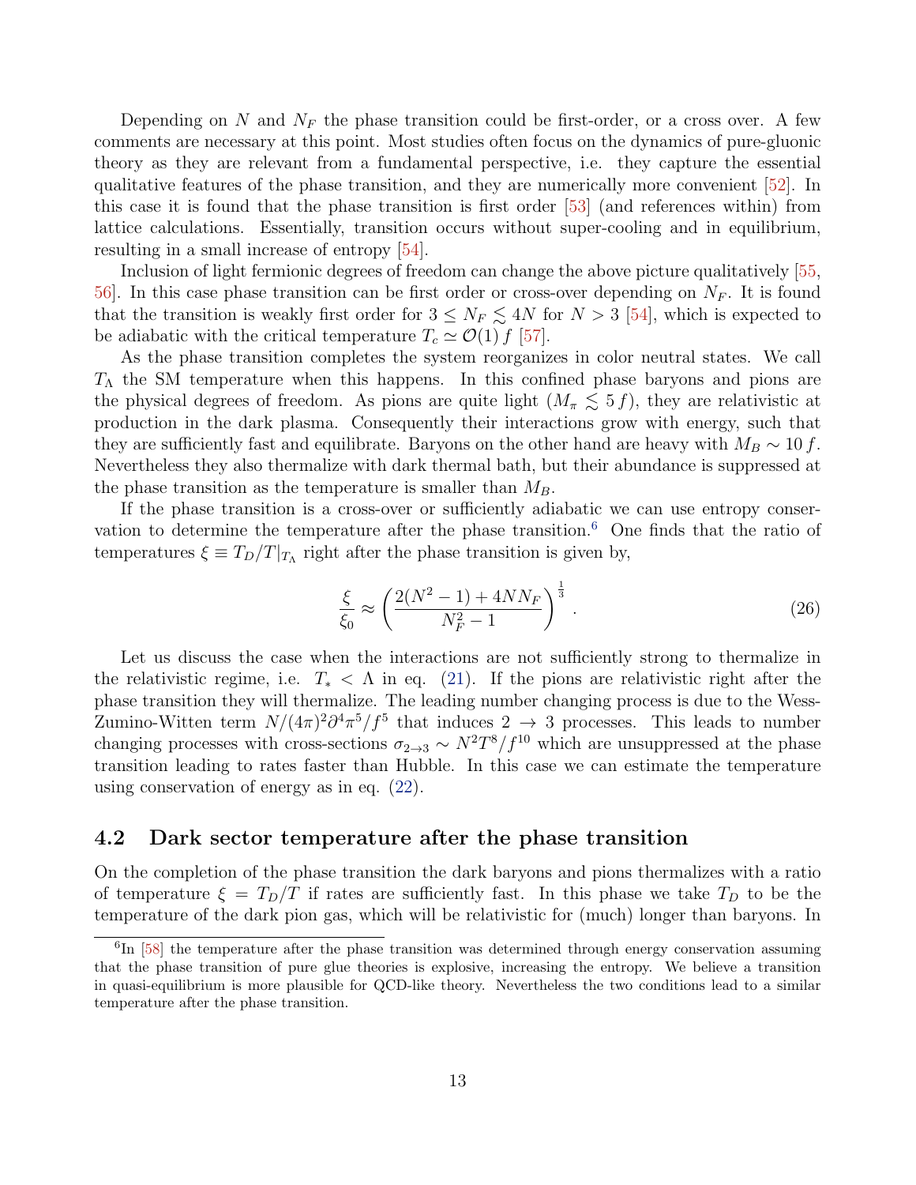Depending on $N$ and $N_F$ the phase transition could be first-order, or a cross over. A few comments are necessary at this point. Most studies often focus on the dynamics of pure-gluonic theory as they are relevant from a fundamental perspective, i.e. they capture the essential qualitative features of the phase transition, and they are numerically more convenient [52]. In this case it is found that the phase transition is first order [53] (and references within) from lattice calculations. Essentially, transition occurs without super-cooling and in equilibrium, resulting in a small increase of entropy [54].

Inclusion of light fermionic degrees of freedom can change the above picture qualitatively [55, 56]. In this case phase transition can be first order or cross-over depending on $N_F$. It is found that the transition is weakly first order for $3 \leq N_F \lesssim 4N$ for $N > 3$ [54], which is expected to be adiabatic with the critical temperature $T_c \simeq \mathcal{O}(1)\, f$ [57].

As the phase transition completes the system reorganizes in color neutral states. We call $T_\Lambda$ the SM temperature when this happens. In this confined phase baryons and pions are the physical degrees of freedom. As pions are quite light ($M_\pi \lesssim 5\, f$), they are relativistic at production in the dark plasma. Consequently their interactions grow with energy, such that they are sufficiently fast and equilibrate. Baryons on the other hand are heavy with $M_B \sim 10\, f$. Nevertheless they also thermalize with dark thermal bath, but their abundance is suppressed at the phase transition as the temperature is smaller than $M_B$.

If the phase transition is a cross-over or sufficiently adiabatic we can use entropy conservation to determine the temperature after the phase transition.[6] One finds that the ratio of temperatures $\xi \equiv T_D/T|_{T_\Lambda}$ right after the phase transition is given by,

$$\frac{\xi}{\xi_0} \approx \left( \frac{2(N^2-1) + 4NN_F}{N_F^2 - 1} \right)^{\frac{1}{3}} . \tag{26}$$

Let us discuss the case when the interactions are not sufficiently strong to thermalize in the relativistic regime, i.e. $T_* < \Lambda$ in eq. (21). If the pions are relativistic right after the phase transition they will thermalize. The leading number changing process is due to the Wess-Zumino-Witten term $N/(4\pi)^2 \partial^4 \pi^5 / f^5$ that induces $2 \to 3$ processes. This leads to number changing processes with cross-sections $\sigma_{2\to 3} \sim N^2 T^8 / f^{10}$ which are unsuppressed at the phase transition leading to rates faster than Hubble. In this case we can estimate the temperature using conservation of energy as in eq. (22).

## 4.2 Dark sector temperature after the phase transition

On the completion of the phase transition the dark baryons and pions thermalizes with a ratio of temperature $\xi = T_D/T$ if rates are sufficiently fast. In this phase we take $T_D$ to be the temperature of the dark pion gas, which will be relativistic for (much) longer than baryons. In

[6] In [58] the temperature after the phase transition was determined through energy conservation assuming that the phase transition of pure glue theories is explosive, increasing the entropy. We believe a transition in quasi-equilibrium is more plausible for QCD-like theory. Nevertheless the two conditions lead to a similar temperature after the phase transition.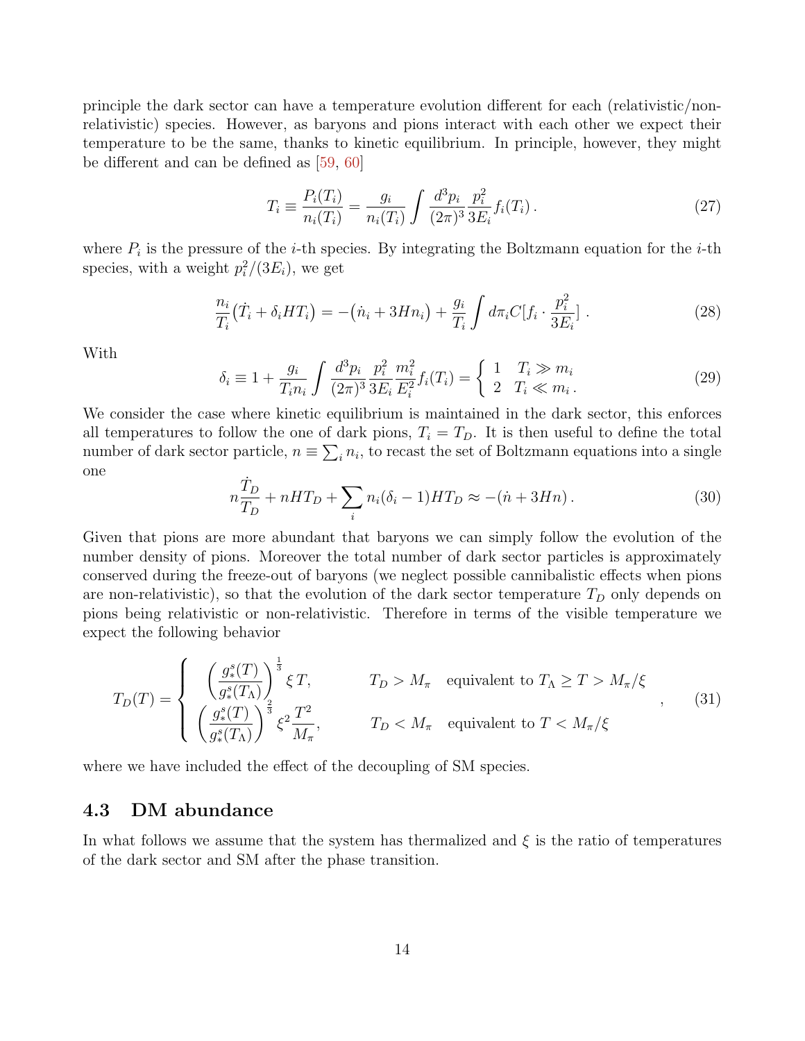principle the dark sector can have a temperature evolution different for each (relativistic/non-relativistic) species. However, as baryons and pions interact with each other we expect their temperature to be the same, thanks to kinetic equilibrium. In principle, however, they might be different and can be defined as [59, 60]

$$T_i \equiv \frac{P_i(T_i)}{n_i(T_i)} = \frac{g_i}{n_i(T_i)} \int \frac{d^3 p_i}{(2\pi)^3} \frac{p_i^2}{3E_i} f_i(T_i)\,. \tag{27}$$

where $P_i$ is the pressure of the $i$-th species. By integrating the Boltzmann equation for the $i$-th species, with a weight $p_i^2/(3E_i)$, we get

$$\frac{n_i}{T_i}\big(\dot{T}_i + \delta_i H T_i\big) = -\big(\dot{n}_i + 3Hn_i\big) + \frac{g_i}{T_i}\int d\pi_i C[f_i \cdot \frac{p_i^2}{3E_i}]\,. \tag{28}$$

With

$$\delta_i \equiv 1 + \frac{g_i}{T_i n_i}\int \frac{d^3 p_i}{(2\pi)^3}\frac{p_i^2}{3E_i}\frac{m_i^2}{E_i^2} f_i(T_i) = \left\{ \begin{array}{ll} 1 & T_i \gg m_i \\ 2 & T_i \ll m_i\,. \end{array}\right. \tag{29}$$

We consider the case where kinetic equilibrium is maintained in the dark sector, this enforces all temperatures to follow the one of dark pions, $T_i = T_D$. It is then useful to define the total number of dark sector particle, $n \equiv \sum_i n_i$, to recast the set of Boltzmann equations into a single one

$$n\frac{\dot{T}_D}{T_D} + nHT_D + \sum_i n_i(\delta_i - 1)HT_D \approx -(\dot{n} + 3Hn)\,. \tag{30}$$

Given that pions are more abundant that baryons we can simply follow the evolution of the number density of pions. Moreover the total number of dark sector particles is approximately conserved during the freeze-out of baryons (we neglect possible cannibalistic effects when pions are non-relativistic), so that the evolution of the dark sector temperature $T_D$ only depends on pions being relativistic or non-relativistic. Therefore in terms of the visible temperature we expect the following behavior

$$T_D(T) = \left\{ \begin{array}{lll} \left(\dfrac{g_*^s(T)}{g_*^s(T_\Lambda)}\right)^{\frac{1}{3}} \xi\, T, & T_D > M_\pi & \text{equivalent to } T_\Lambda \geq T > M_\pi/\xi \\ \left(\dfrac{g_*^s(T)}{g_*^s(T_\Lambda)}\right)^{\frac{2}{3}} \xi^2 \dfrac{T^2}{M_\pi}, & T_D < M_\pi & \text{equivalent to } T < M_\pi/\xi \end{array} \right. , \tag{31}$$

where we have included the effect of the decoupling of SM species.

### 4.3 DM abundance

In what follows we assume that the system has thermalized and $\xi$ is the ratio of temperatures of the dark sector and SM after the phase transition.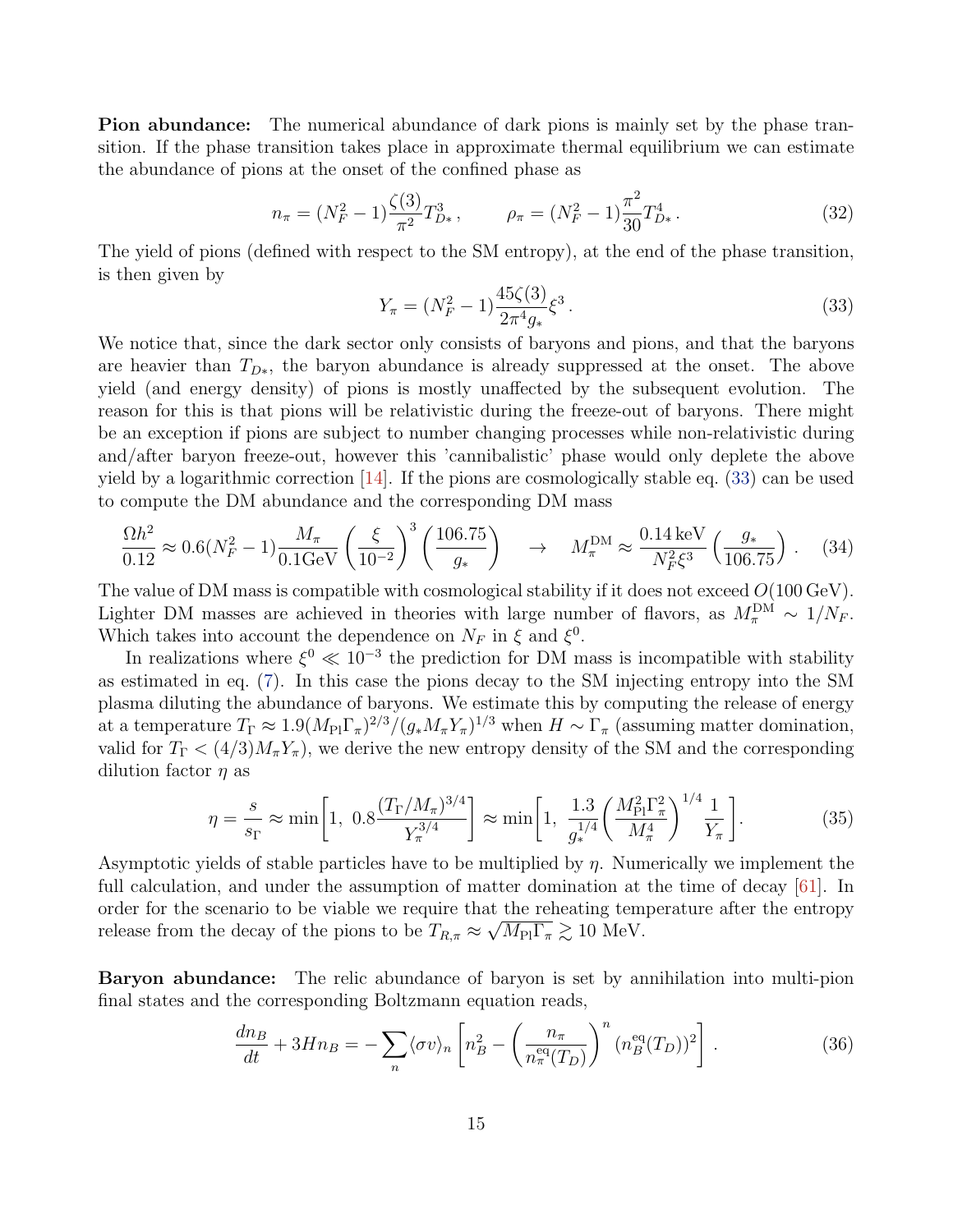**Pion abundance:** The numerical abundance of dark pions is mainly set by the phase transition. If the phase transition takes place in approximate thermal equilibrium we can estimate the abundance of pions at the onset of the confined phase as

$$n_\pi = (N_F^2-1)\frac{\zeta(3)}{\pi^2}T_{D*}^3\,, \qquad \rho_\pi = (N_F^2-1)\frac{\pi^2}{30}T_{D*}^4\,. \tag{32}$$

The yield of pions (defined with respect to the SM entropy), at the end of the phase transition, is then given by

$$Y_\pi = (N_F^2-1)\frac{45\zeta(3)}{2\pi^4 g_*}\xi^3\,. \tag{33}$$

We notice that, since the dark sector only consists of baryons and pions, and that the baryons are heavier than $T_{D*}$, the baryon abundance is already suppressed at the onset. The above yield (and energy density) of pions is mostly unaffected by the subsequent evolution. The reason for this is that pions will be relativistic during the freeze-out of baryons. There might be an exception if pions are subject to number changing processes while non-relativistic during and/after baryon freeze-out, however this 'cannibalistic' phase would only deplete the above yield by a logarithmic correction [14]. If the pions are cosmologically stable eq. (33) can be used to compute the DM abundance and the corresponding DM mass

$$\frac{\Omega h^2}{0.12} \approx 0.6(N_F^2-1)\frac{M_\pi}{0.1\text{GeV}}\left(\frac{\xi}{10^{-2}}\right)^3\left(\frac{106.75}{g_*}\right) \quad \to \quad M_\pi^{\text{DM}} \approx \frac{0.14\,\text{keV}}{N_F^2\xi^3}\left(\frac{g_*}{106.75}\right)\,. \tag{34}$$

The value of DM mass is compatible with cosmological stability if it does not exceed $O(100\,\text{GeV})$. Lighter DM masses are achieved in theories with large number of flavors, as $M_\pi^{\text{DM}} \sim 1/N_F$. Which takes into account the dependence on $N_F$ in $\xi$ and $\xi^0$.

In realizations where $\xi^0 \ll 10^{-3}$ the prediction for DM mass is incompatible with stability as estimated in eq. (7). In this case the pions decay to the SM injecting entropy into the SM plasma diluting the abundance of baryons. We estimate this by computing the release of energy at a temperature $T_\Gamma \approx 1.9(M_{\text{Pl}}\Gamma_\pi)^{2/3}/(g_* M_\pi Y_\pi)^{1/3}$ when $H \sim \Gamma_\pi$ (assuming matter domination, valid for $T_\Gamma < (4/3)M_\pi Y_\pi$), we derive the new entropy density of the SM and the corresponding dilution factor $\eta$ as

$$\eta = \frac{s}{s_\Gamma} \approx \min\left[1,\; 0.8\frac{(T_\Gamma/M_\pi)^{3/4}}{Y_\pi^{3/4}}\right] \approx \min\left[1,\; \frac{1.3}{g_*^{1/4}}\left(\frac{M_{\text{Pl}}^2\Gamma_\pi^2}{M_\pi^4}\right)^{1/4}\frac{1}{Y_\pi}\right]. \tag{35}$$

Asymptotic yields of stable particles have to be multiplied by $\eta$. Numerically we implement the full calculation, and under the assumption of matter domination at the time of decay [61]. In order for the scenario to be viable we require that the reheating temperature after the entropy release from the decay of the pions to be $T_{R,\pi} \approx \sqrt{M_{\text{Pl}}\Gamma_\pi} \gtrsim 10$ MeV.

**Baryon abundance:** The relic abundance of baryon is set by annihilation into multi-pion final states and the corresponding Boltzmann equation reads,

$$\frac{dn_B}{dt} + 3Hn_B = -\sum_n \langle\sigma v\rangle_n \left[n_B^2 - \left(\frac{n_\pi}{n_\pi^{\text{eq}}(T_D)}\right)^n (n_B^{\text{eq}}(T_D))^2\right]\,. \tag{36}$$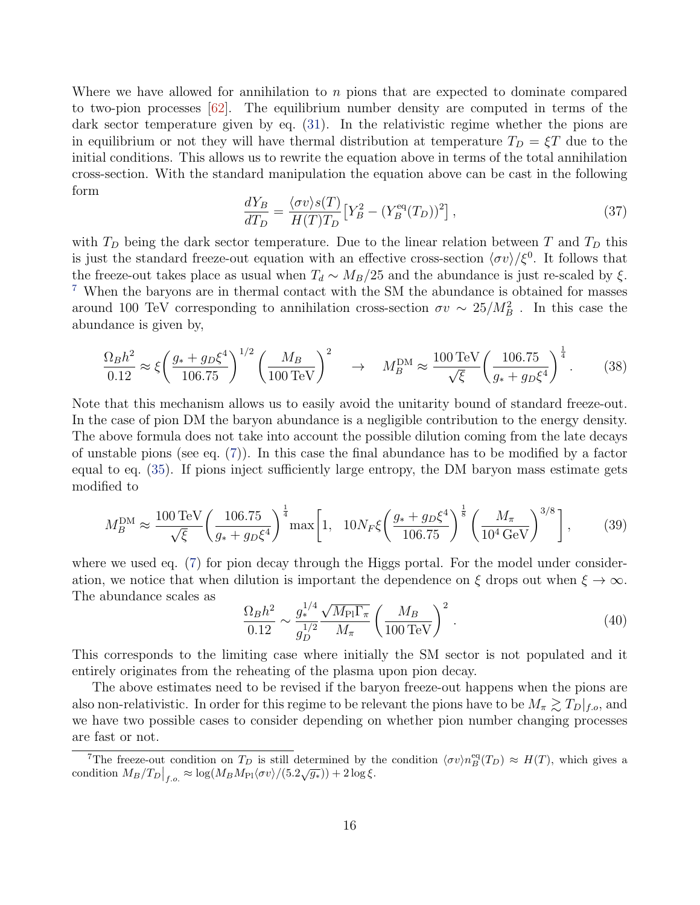Where we have allowed for annihilation to $n$ pions that are expected to dominate compared to two-pion processes [62]. The equilibrium number density are computed in terms of the dark sector temperature given by eq. (31). In the relativistic regime whether the pions are in equilibrium or not they will have thermal distribution at temperature $T_D = \xi T$ due to the initial conditions. This allows us to rewrite the equation above in terms of the total annihilation cross-section. With the standard manipulation the equation above can be cast in the following form

$$\frac{dY_B}{dT_D} = \frac{\langle \sigma v \rangle s(T)}{H(T) T_D} \left[ Y_B^2 - (Y_B^{\rm eq}(T_D))^2 \right], \tag{37}$$

with $T_D$ being the dark sector temperature. Due to the linear relation between $T$ and $T_D$ this is just the standard freeze-out equation with an effective cross-section $\langle \sigma v \rangle / \xi^0$. It follows that the freeze-out takes place as usual when $T_d \sim M_B/25$ and the abundance is just re-scaled by $\xi$. [7] When the baryons are in thermal contact with the SM the abundance is obtained for masses around 100 TeV corresponding to annihilation cross-section $\sigma v \sim 25/M_B^2$ . In this case the abundance is given by,

$$\frac{\Omega_B h^2}{0.12} \approx \xi \left( \frac{g_* + g_D \xi^4}{106.75} \right)^{1/2} \left( \frac{M_B}{100\,{\rm TeV}} \right)^2 \quad \to \quad M_B^{\rm DM} \approx \frac{100\,{\rm TeV}}{\sqrt{\xi}} \left( \frac{106.75}{g_* + g_D \xi^4} \right)^{\frac{1}{4}}. \tag{38}$$

Note that this mechanism allows us to easily avoid the unitarity bound of standard freeze-out. In the case of pion DM the baryon abundance is a negligible contribution to the energy density. The above formula does not take into account the possible dilution coming from the late decays of unstable pions (see eq. (7)). In this case the final abundance has to be modified by a factor equal to eq. (35). If pions inject sufficiently large entropy, the DM baryon mass estimate gets modified to

$$M_B^{\rm DM} \approx \frac{100\,{\rm TeV}}{\sqrt{\xi}} \left( \frac{106.75}{g_* + g_D \xi^4} \right)^{\frac{1}{4}} \max\left[ 1, \quad 10 N_F \xi \left( \frac{g_* + g_D \xi^4}{106.75} \right)^{\frac{1}{8}} \left( \frac{M_\pi}{10^4\,{\rm GeV}} \right)^{3/8} \right], \tag{39}$$

where we used eq. (7) for pion decay through the Higgs portal. For the model under consideration, we notice that when dilution is important the dependence on $\xi$ drops out when $\xi \to \infty$. The abundance scales as

$$\frac{\Omega_B h^2}{0.12} \sim \frac{g_*^{1/4}}{g_D^{1/2}} \frac{\sqrt{M_{\rm Pl} \Gamma_\pi}}{M_\pi} \left( \frac{M_B}{100\,{\rm TeV}} \right)^2. \tag{40}$$

This corresponds to the limiting case where initially the SM sector is not populated and it entirely originates from the reheating of the plasma upon pion decay.

The above estimates need to be revised if the baryon freeze-out happens when the pions are also non-relativistic. In order for this regime to be relevant the pions have to be $M_\pi \gtrsim T_D|_{f.o}$, and we have two possible cases to consider depending on whether pion number changing processes are fast or not.

[7] The freeze-out condition on $T_D$ is still determined by the condition $\langle \sigma v \rangle n_B^{\rm eq}(T_D) \approx H(T)$, which gives a condition $M_B/T_D\big|_{f.o.} \approx \log(M_B M_{\rm Pl} \langle \sigma v \rangle / (5.2\sqrt{g_*})) + 2 \log \xi$.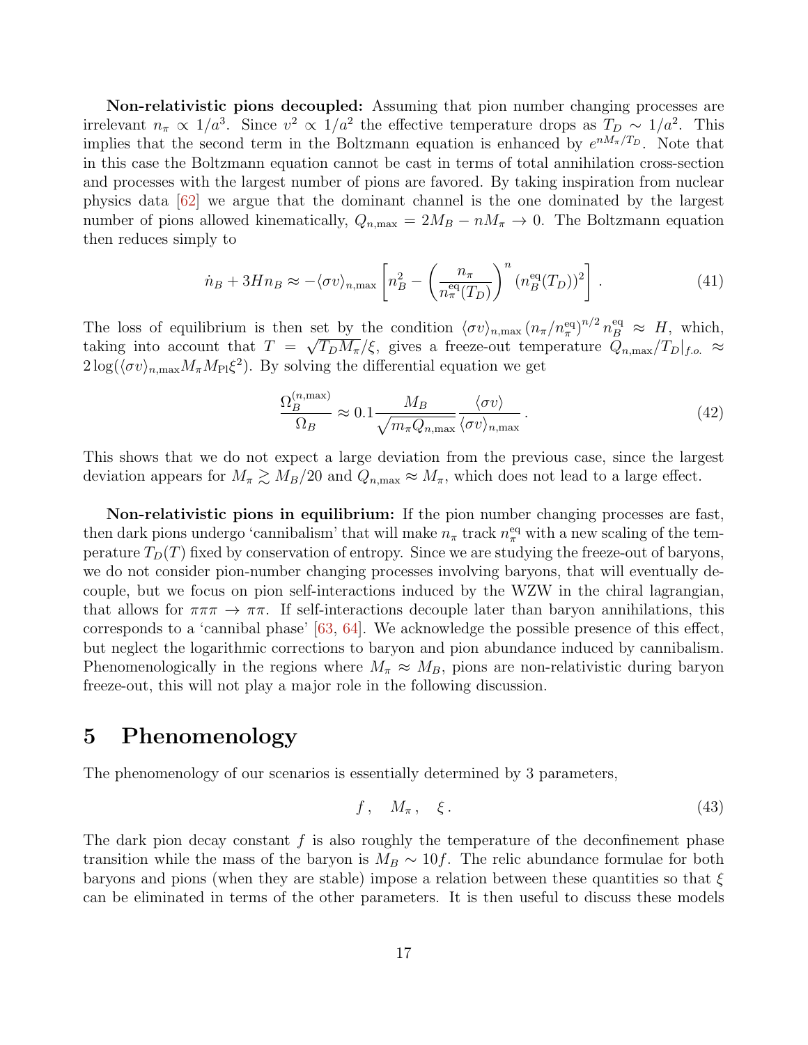**Non-relativistic pions decoupled:** Assuming that pion number changing processes are irrelevant $n_\pi \propto 1/a^3$. Since $v^2 \propto 1/a^2$ the effective temperature drops as $T_D \sim 1/a^2$. This implies that the second term in the Boltzmann equation is enhanced by $e^{nM_\pi/T_D}$. Note that in this case the Boltzmann equation cannot be cast in terms of total annihilation cross-section and processes with the largest number of pions are favored. By taking inspiration from nuclear physics data [62] we argue that the dominant channel is the one dominated by the largest number of pions allowed kinematically, $Q_{n,\max} = 2M_B - nM_\pi \to 0$. The Boltzmann equation then reduces simply to

$$\dot{n}_B + 3Hn_B \approx -\langle\sigma v\rangle_{n,\max}\left[n_B^2 - \left(\frac{n_\pi}{n_\pi^{\rm eq}(T_D)}\right)^n (n_B^{\rm eq}(T_D))^2\right]. \tag{41}$$

The loss of equilibrium is then set by the condition $\langle\sigma v\rangle_{n,\max}\,(n_\pi/n_\pi^{\rm eq})^{n/2}\,n_B^{\rm eq} \approx H$, which, taking into account that $T = \sqrt{T_D M_\pi}/\xi$, gives a freeze-out temperature $Q_{n,\max}/T_D|_{f.o.} \approx 2\log(\langle\sigma v\rangle_{n,\max} M_\pi M_{\rm Pl}\xi^2)$. By solving the differential equation we get

$$\frac{\Omega_B^{(n,\max)}}{\Omega_B} \approx 0.1\frac{M_B}{\sqrt{m_\pi Q_{n,\max}}}\frac{\langle\sigma v\rangle}{\langle\sigma v\rangle_{n,\max}}. \tag{42}$$

This shows that we do not expect a large deviation from the previous case, since the largest deviation appears for $M_\pi \gtrsim M_B/20$ and $Q_{n,\max} \approx M_\pi$, which does not lead to a large effect.

**Non-relativistic pions in equilibrium:** If the pion number changing processes are fast, then dark pions undergo 'cannibalism' that will make $n_\pi$ track $n_\pi^{\rm eq}$ with a new scaling of the temperature $T_D(T)$ fixed by conservation of entropy. Since we are studying the freeze-out of baryons, we do not consider pion-number changing processes involving baryons, that will eventually decouple, but we focus on pion self-interactions induced by the WZW in the chiral lagrangian, that allows for $\pi\pi\pi \to \pi\pi$. If self-interactions decouple later than baryon annihilations, this corresponds to a 'cannibal phase' [63, 64]. We acknowledge the possible presence of this effect, but neglect the logarithmic corrections to baryon and pion abundance induced by cannibalism. Phenomenologically in the regions where $M_\pi \approx M_B$, pions are non-relativistic during baryon freeze-out, this will not play a major role in the following discussion.

# 5 Phenomenology

The phenomenology of our scenarios is essentially determined by 3 parameters,

$$f\,, \quad M_\pi\,, \quad \xi\,. \tag{43}$$

The dark pion decay constant $f$ is also roughly the temperature of the deconfinement phase transition while the mass of the baryon is $M_B \sim 10f$. The relic abundance formulae for both baryons and pions (when they are stable) impose a relation between these quantities so that $\xi$ can be eliminated in terms of the other parameters. It is then useful to discuss these models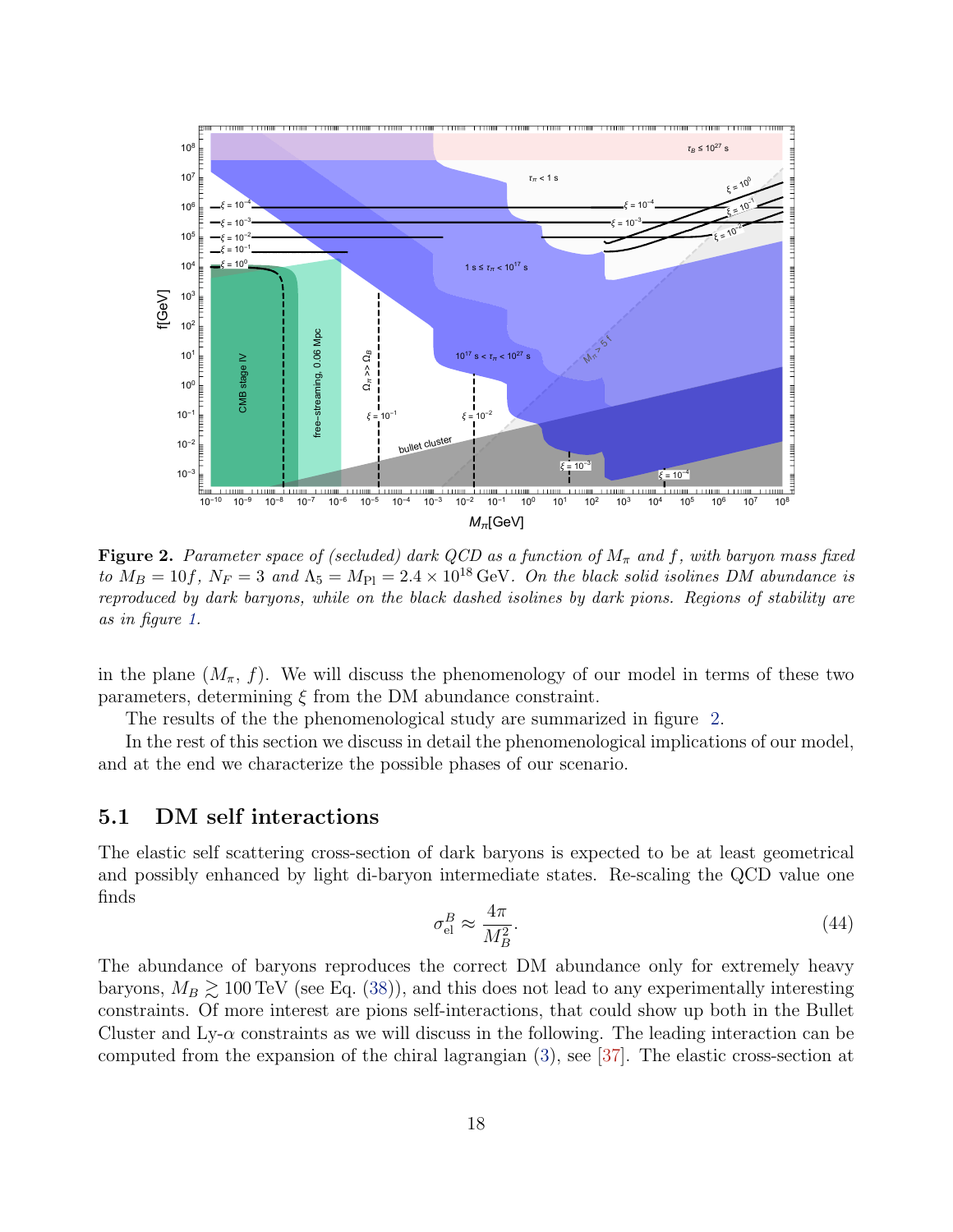**Figure 2.** *Parameter space of (secluded) dark QCD as a function of $M_\pi$ and $f$, with baryon mass fixed to $M_B = 10f$, $N_F = 3$ and $\Lambda_5 = M_{\rm Pl} = 2.4 \times 10^{18}\,$GeV. On the black solid isolines DM abundance is reproduced by dark baryons, while on the black dashed isolines by dark pions. Regions of stability are as in figure 1.*

in the plane ($M_\pi$, $f$). We will discuss the phenomenology of our model in terms of these two parameters, determining $\xi$ from the DM abundance constraint.

The results of the the phenomenological study are summarized in figure 2.

In the rest of this section we discuss in detail the phenomenological implications of our model, and at the end we characterize the possible phases of our scenario.

## 5.1 DM self interactions

The elastic self scattering cross-section of dark baryons is expected to be at least geometrical and possibly enhanced by light di-baryon intermediate states. Re-scaling the QCD value one finds

$$\sigma^B_{\rm el} \approx \frac{4\pi}{M_B^2}. \tag{44}$$

The abundance of baryons reproduces the correct DM abundance only for extremely heavy baryons, $M_B \gtrsim 100\,$TeV (see Eq. (38)), and this does not lead to any experimentally interesting constraints. Of more interest are pions self-interactions, that could show up both in the Bullet Cluster and Ly-$\alpha$ constraints as we will discuss in the following. The leading interaction can be computed from the expansion of the chiral lagrangian (3), see [37]. The elastic cross-section at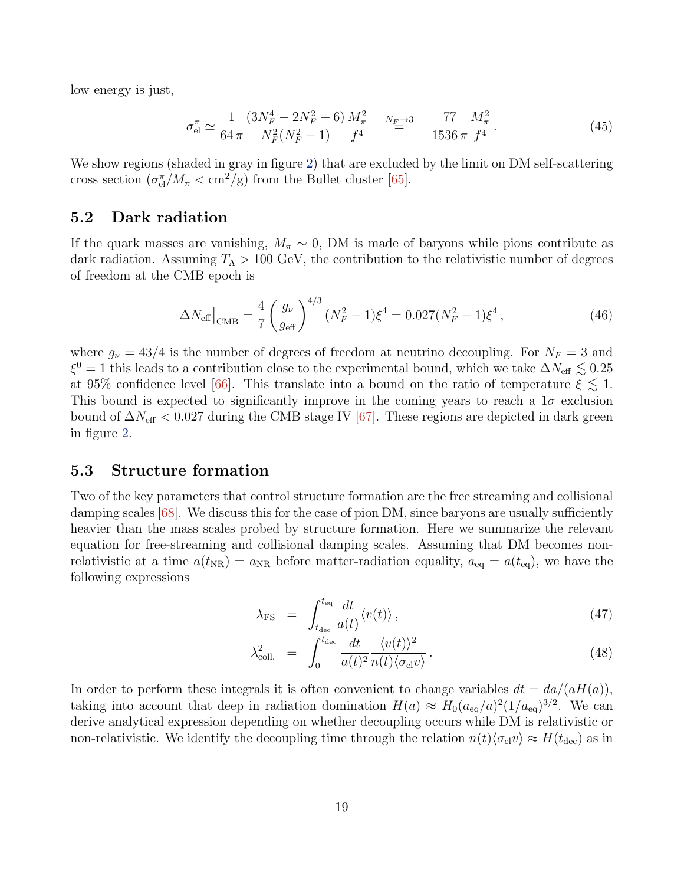low energy is just,

$$\sigma_{\rm el}^{\pi} \simeq \frac{1}{64\,\pi}\frac{(3N_F^4-2N_F^2+6)}{N_F^2(N_F^2-1)}\frac{M_\pi^2}{f^4} \quad \overset{N_F\to 3}{=} \quad \frac{77}{1536\,\pi}\frac{M_\pi^2}{f^4}\,. \tag{45}$$

We show regions (shaded in gray in figure 2) that are excluded by the limit on DM self-scattering cross section ($\sigma_{\rm el}^{\pi}/M_\pi < {\rm cm}^2/{\rm g}$) from the Bullet cluster [65].

## 5.2 Dark radiation

If the quark masses are vanishing, $M_\pi \sim 0$, DM is made of baryons while pions contribute as dark radiation. Assuming $T_\Lambda > 100$ GeV, the contribution to the relativistic number of degrees of freedom at the CMB epoch is

$$\Delta N_{\rm eff}\big|_{\rm CMB} = \frac{4}{7}\left(\frac{g_\nu}{g_{\rm eff}}\right)^{4/3}(N_F^2-1)\xi^4 = 0.027(N_F^2-1)\xi^4\,, \tag{46}$$

where $g_\nu = 43/4$ is the number of degrees of freedom at neutrino decoupling. For $N_F = 3$ and $\xi^0 = 1$ this leads to a contribution close to the experimental bound, which we take $\Delta N_{\rm eff} \lesssim 0.25$ at 95% confidence level [66]. This translate into a bound on the ratio of temperature $\xi \lesssim 1$. This bound is expected to significantly improve in the coming years to reach a $1\sigma$ exclusion bound of $\Delta N_{\rm eff} < 0.027$ during the CMB stage IV [67]. These regions are depicted in dark green in figure 2.

## 5.3 Structure formation

Two of the key parameters that control structure formation are the free streaming and collisional damping scales [68]. We discuss this for the case of pion DM, since baryons are usually sufficiently heavier than the mass scales probed by structure formation. Here we summarize the relevant equation for free-streaming and collisional damping scales. Assuming that DM becomes non-relativistic at a time $a(t_{\rm NR}) = a_{\rm NR}$ before matter-radiation equality, $a_{\rm eq} = a(t_{\rm eq})$, we have the following expressions

$$\lambda_{\rm FS} = \int_{t_{\rm dec}}^{t_{\rm eq}} \frac{dt}{a(t)}\langle v(t)\rangle\,, \tag{47}$$

$$\lambda_{\rm coll.}^2 = \int_0^{t_{\rm dec}} \frac{dt}{a(t)^2}\frac{\langle v(t)\rangle^2}{n(t)\langle\sigma_{\rm el}v\rangle}\,. \tag{48}$$

In order to perform these integrals it is often convenient to change variables $dt = da/(aH(a))$, taking into account that deep in radiation domination $H(a) \approx H_0(a_{\rm eq}/a)^2(1/a_{\rm eq})^{3/2}$. We can derive analytical expression depending on whether decoupling occurs while DM is relativistic or non-relativistic. We identify the decoupling time through the relation $n(t)\langle\sigma_{\rm el}v\rangle \approx H(t_{\rm dec})$ as in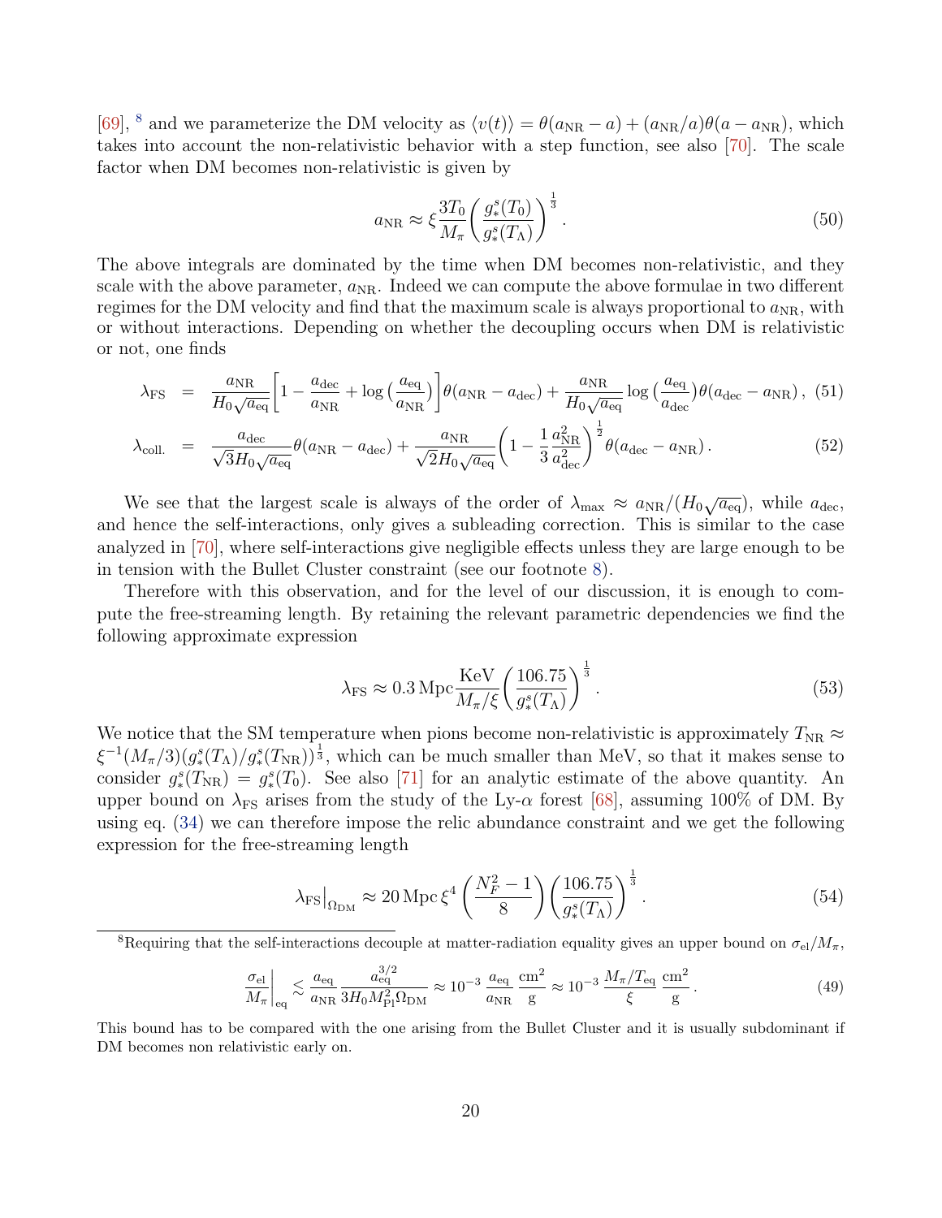[69], [8] and we parameterize the DM velocity as $\langle v(t)\rangle = \theta(a_{\rm NR}-a) + (a_{\rm NR}/a)\theta(a-a_{\rm NR})$, which takes into account the non-relativistic behavior with a step function, see also [70]. The scale factor when DM becomes non-relativistic is given by

$$a_{\rm NR} \approx \xi \frac{3T_0}{M_\pi}\left(\frac{g_*^s(T_0)}{g_*^s(T_\Lambda)}\right)^{\frac{1}{3}}. \tag{50}$$

The above integrals are dominated by the time when DM becomes non-relativistic, and they scale with the above parameter, $a_{\rm NR}$. Indeed we can compute the above formulae in two different regimes for the DM velocity and find that the maximum scale is always proportional to $a_{\rm NR}$, with or without interactions. Depending on whether the decoupling occurs when DM is relativistic or not, one finds

$$\lambda_{\rm FS} = \frac{a_{\rm NR}}{H_0\sqrt{a_{\rm eq}}}\left[1-\frac{a_{\rm dec}}{a_{\rm NR}}+\log\left(\frac{a_{\rm eq}}{a_{\rm NR}}\right)\right]\theta(a_{\rm NR}-a_{\rm dec}) + \frac{a_{\rm NR}}{H_0\sqrt{a_{\rm eq}}}\log\left(\frac{a_{\rm eq}}{a_{\rm dec}}\right)\theta(a_{\rm dec}-a_{\rm NR}), \tag{51}$$

$$\lambda_{\rm coll.} = \frac{a_{\rm dec}}{\sqrt{3}H_0\sqrt{a_{\rm eq}}}\theta(a_{\rm NR}-a_{\rm dec}) + \frac{a_{\rm NR}}{\sqrt{2}H_0\sqrt{a_{\rm eq}}}\left(1-\frac{1}{3}\frac{a_{\rm NR}^2}{a_{\rm dec}^2}\right)^{\frac{1}{2}}\theta(a_{\rm dec}-a_{\rm NR}). \tag{52}$$

We see that the largest scale is always of the order of $\lambda_{\rm max} \approx a_{\rm NR}/(H_0\sqrt{a_{\rm eq}})$, while $a_{\rm dec}$, and hence the self-interactions, only gives a subleading correction. This is similar to the case analyzed in [70], where self-interactions give negligible effects unless they are large enough to be in tension with the Bullet Cluster constraint (see our footnote 8).

Therefore with this observation, and for the level of our discussion, it is enough to compute the free-streaming length. By retaining the relevant parametric dependencies we find the following approximate expression

$$\lambda_{\rm FS} \approx 0.3\,{\rm Mpc}\frac{\rm KeV}{M_\pi/\xi}\left(\frac{106.75}{g_*^s(T_\Lambda)}\right)^{\frac{1}{3}}. \tag{53}$$

We notice that the SM temperature when pions become non-relativistic is approximately $T_{\rm NR} \approx \xi^{-1}(M_\pi/3)(g_*^s(T_\Lambda)/g_*^s(T_{\rm NR}))^{\frac{1}{3}}$, which can be much smaller than MeV, so that it makes sense to consider $g_*^s(T_{\rm NR}) = g_*^s(T_0)$. See also [71] for an analytic estimate of the above quantity. An upper bound on $\lambda_{\rm FS}$ arises from the study of the Ly-$\alpha$ forest [68], assuming 100% of DM. By using eq. (34) we can therefore impose the relic abundance constraint and we get the following expression for the free-streaming length

$$\lambda_{\rm FS}\big|_{\Omega_{\rm DM}} \approx 20\,{\rm Mpc}\,\xi^4\left(\frac{N_F^2-1}{8}\right)\left(\frac{106.75}{g_*^s(T_\Lambda)}\right)^{\frac{1}{3}}. \tag{54}$$

---

[8] Requiring that the self-interactions decouple at matter-radiation equality gives an upper bound on $\sigma_{\rm el}/M_\pi$,

$$\frac{\sigma_{\rm el}}{M_\pi}\bigg|_{\rm eq} \lesssim \frac{a_{\rm eq}}{a_{\rm NR}}\frac{a_{\rm eq}^{3/2}}{3H_0M_{\rm Pl}^2\Omega_{\rm DM}} \approx 10^{-3}\,\frac{a_{\rm eq}}{a_{\rm NR}}\,\frac{\rm cm^2}{\rm g} \approx 10^{-3}\,\frac{M_\pi/T_{\rm eq}}{\xi}\,\frac{\rm cm^2}{\rm g}. \tag{49}$$

This bound has to be compared with the one arising from the Bullet Cluster and it is usually subdominant if DM becomes non relativistic early on.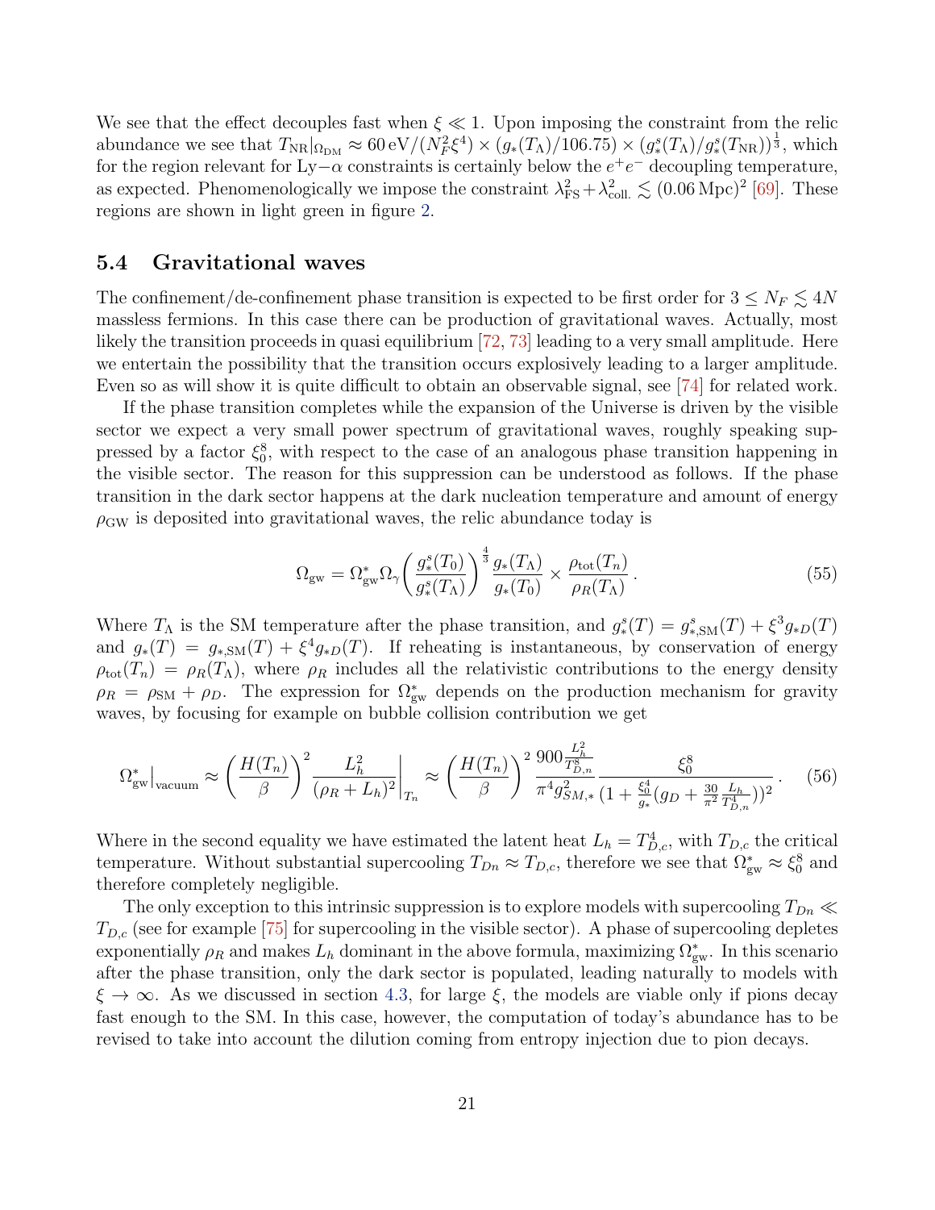We see that the effect decouples fast when $\xi \ll 1$. Upon imposing the constraint from the relic abundance we see that $T_{\rm NR}|_{\Omega_{\rm DM}} \approx 60\,{\rm eV}/(N_F^2 \xi^4) \times (g_*(T_\Lambda)/106.75) \times (g_*^s(T_\Lambda)/g_*^s(T_{\rm NR}))^{\frac{1}{3}}$, which for the region relevant for Ly$-\alpha$ constraints is certainly below the $e^+e^-$ decoupling temperature, as expected. Phenomenologically we impose the constraint $\lambda_{\rm FS}^2 + \lambda_{\rm coll.}^2 \lesssim (0.06\,{\rm Mpc})^2$ [69]. These regions are shown in light green in figure 2.

## 5.4 Gravitational waves

The confinement/de-confinement phase transition is expected to be first order for $3 \leq N_F \lesssim 4N$ massless fermions. In this case there can be production of gravitational waves. Actually, most likely the transition proceeds in quasi equilibrium [72, 73] leading to a very small amplitude. Here we entertain the possibility that the transition occurs explosively leading to a larger amplitude. Even so as will show it is quite difficult to obtain an observable signal, see [74] for related work.

If the phase transition completes while the expansion of the Universe is driven by the visible sector we expect a very small power spectrum of gravitational waves, roughly speaking suppressed by a factor $\xi_0^8$, with respect to the case of an analogous phase transition happening in the visible sector. The reason for this suppression can be understood as follows. If the phase transition in the dark sector happens at the dark nucleation temperature and amount of energy $\rho_{\rm GW}$ is deposited into gravitational waves, the relic abundance today is

$$
\Omega_{\rm gw} = \Omega_{\rm gw}^* \Omega_\gamma \left( \frac{g_*^s(T_0)}{g_*^s(T_\Lambda)} \right)^{\frac{4}{3}} \frac{g_*(T_\Lambda)}{g_*(T_0)} \times \frac{\rho_{\rm tot}(T_n)}{\rho_R(T_\Lambda)} \,. \tag{55}
$$

Where $T_\Lambda$ is the SM temperature after the phase transition, and $g_*^s(T) = g_{*,{\rm SM}}^s(T) + \xi^3 g_{*D}(T)$ and $g_*(T) = g_{*,{\rm SM}}(T) + \xi^4 g_{*D}(T)$. If reheating is instantaneous, by conservation of energy $\rho_{\rm tot}(T_n) = \rho_R(T_\Lambda)$, where $\rho_R$ includes all the relativistic contributions to the energy density $\rho_R = \rho_{\rm SM} + \rho_D$. The expression for $\Omega_{\rm gw}^*$ depends on the production mechanism for gravity waves, by focusing for example on bubble collision contribution we get

$$
\Omega_{\rm gw}^*\big|_{\rm vacuum} \approx \left( \frac{H(T_n)}{\beta} \right)^2 \frac{L_h^2}{(\rho_R + L_h)^2}\bigg|_{T_n} \approx \left( \frac{H(T_n)}{\beta} \right)^2 \frac{900 \frac{L_h^2}{T_{D,n}^8}}{\pi^4 g_{SM,*}^2} \frac{\xi_0^8}{(1 + \frac{\xi_0^4}{g_*}(g_D + \frac{30}{\pi^2}\frac{L_h}{T_{D,n}^4}))^2} \,. \tag{56}
$$

Where in the second equality we have estimated the latent heat $L_h = T_{D,c}^4$, with $T_{D,c}$ the critical temperature. Without substantial supercooling $T_{Dn} \approx T_{D,c}$, therefore we see that $\Omega_{\rm gw}^* \approx \xi_0^8$ and therefore completely negligible.

The only exception to this intrinsic suppression is to explore models with supercooling $T_{Dn} \ll T_{D,c}$ (see for example [75] for supercooling in the visible sector). A phase of supercooling depletes exponentially $\rho_R$ and makes $L_h$ dominant in the above formula, maximizing $\Omega_{\rm gw}^*$. In this scenario after the phase transition, only the dark sector is populated, leading naturally to models with $\xi \to \infty$. As we discussed in section 4.3, for large $\xi$, the models are viable only if pions decay fast enough to the SM. In this case, however, the computation of today's abundance has to be revised to take into account the dilution coming from entropy injection due to pion decays.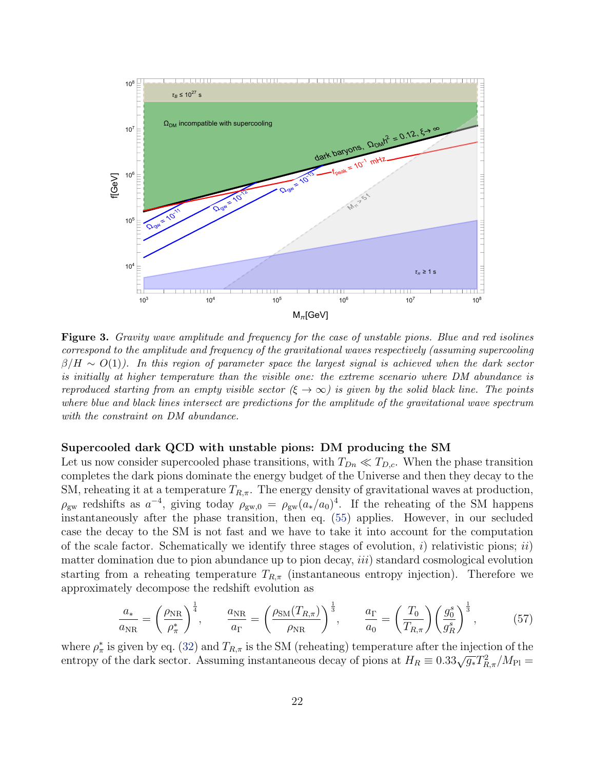**Figure 3.** *Gravity wave amplitude and frequency for the case of unstable pions. Blue and red isolines correspond to the amplitude and frequency of the gravitational waves respectively (assuming supercooling $\beta/H \sim O(1)$). In this region of parameter space the largest signal is achieved when the dark sector is initially at higher temperature than the visible one: the extreme scenario where DM abundance is reproduced starting from an empty visible sector ($\xi \to \infty$) is given by the solid black line. The points where blue and black lines intersect are predictions for the amplitude of the gravitational wave spectrum with the constraint on DM abundance.*

### Supercooled dark QCD with unstable pions: DM producing the SM

Let us now consider supercooled phase transitions, with $T_{Dn} \ll T_{D,c}$. When the phase transition completes the dark pions dominate the energy budget of the Universe and then they decay to the SM, reheating it at a temperature $T_{R,\pi}$. The energy density of gravitational waves at production, $\rho_{\rm gw}$ redshifts as $a^{-4}$, giving today $\rho_{\rm gw,0} = \rho_{\rm gw}(a_*/a_0)^4$. If the reheating of the SM happens instantaneously after the phase transition, then eq. (55) applies. However, in our secluded case the decay to the SM is not fast and we have to take it into account for the computation of the scale factor. Schematically we identify three stages of evolution, *i*) relativistic pions; *ii*) matter domination due to pion abundance up to pion decay, *iii*) standard cosmological evolution starting from a reheating temperature $T_{R,\pi}$ (instantaneous entropy injection). Therefore we approximately decompose the redshift evolution as

$$\frac{a_*}{a_{\rm NR}} = \left(\frac{\rho_{\rm NR}}{\rho_\pi^*}\right)^{\frac{1}{4}}, \qquad \frac{a_{\rm NR}}{a_\Gamma} = \left(\frac{\rho_{\rm SM}(T_{R,\pi})}{\rho_{\rm NR}}\right)^{\frac{1}{3}}, \qquad \frac{a_\Gamma}{a_0} = \left(\frac{T_0}{T_{R,\pi}}\right)\left(\frac{g_0^s}{g_R^s}\right)^{\frac{1}{3}}, \tag{57}$$

where $\rho_\pi^*$ is given by eq. (32) and $T_{R,\pi}$ is the SM (reheating) temperature after the injection of the entropy of the dark sector. Assuming instantaneous decay of pions at $H_R \equiv 0.33\sqrt{g_*}T_{R,\pi}^2/M_{\rm Pl} =$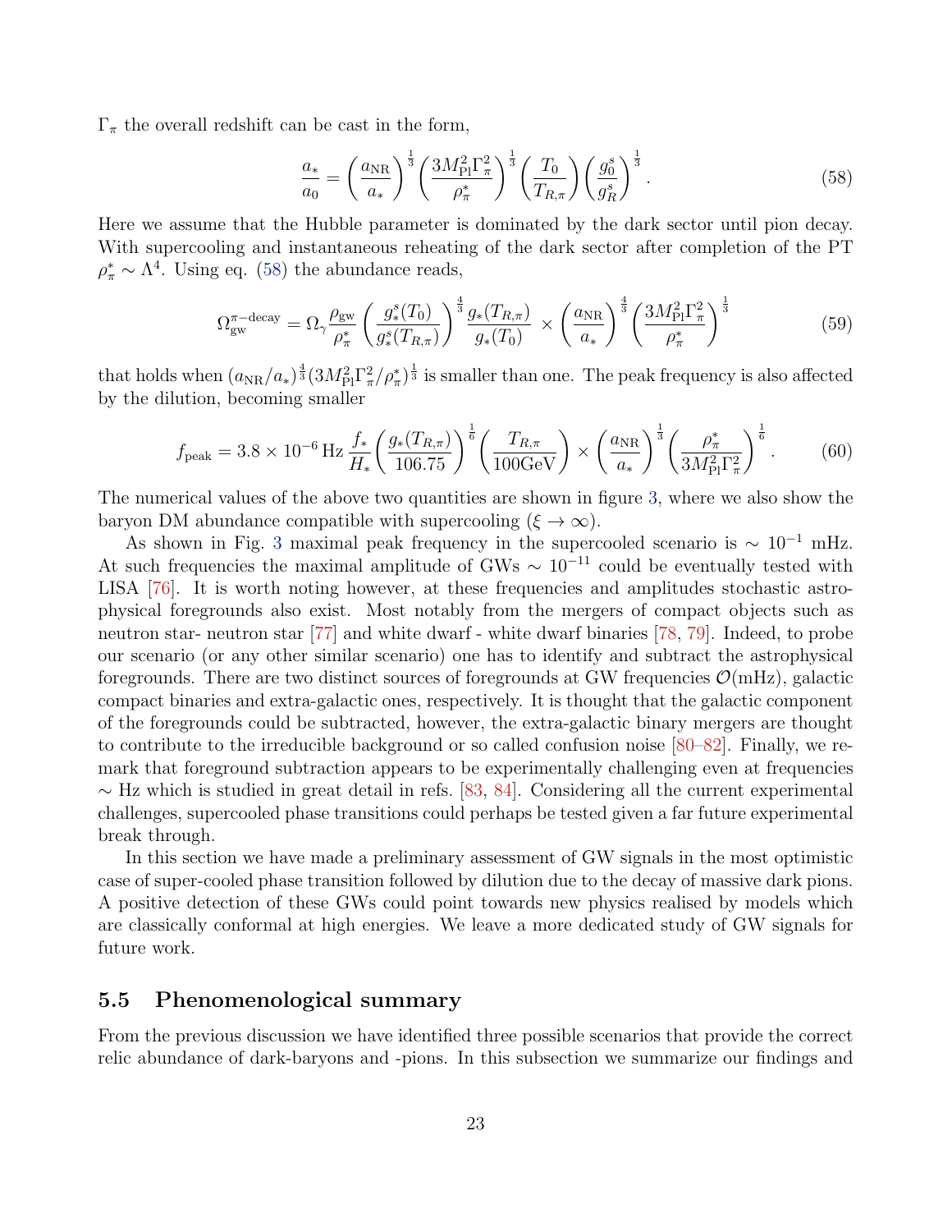$\Gamma_\pi$ the overall redshift can be cast in the form,

$$\frac{a_*}{a_0} = \left(\frac{a_{\rm NR}}{a_*}\right)^{\frac{1}{3}} \left(\frac{3M_{\rm Pl}^2\Gamma_\pi^2}{\rho_\pi^*}\right)^{\frac{1}{3}} \left(\frac{T_0}{T_{R,\pi}}\right) \left(\frac{g_0^s}{g_R^s}\right)^{\frac{1}{3}}. \tag{58}$$

Here we assume that the Hubble parameter is dominated by the dark sector until pion decay. With supercooling and instantaneous reheating of the dark sector after completion of the PT $\rho_\pi^* \sim \Lambda^4$. Using eq. (58) the abundance reads,

$$\Omega_{\rm gw}^{\pi-{\rm decay}} = \Omega_\gamma \frac{\rho_{\rm gw}}{\rho_\pi^*} \left(\frac{g_*^s(T_0)}{g_*^s(T_{R,\pi})}\right)^{\frac{4}{3}} \frac{g_*(T_{R,\pi})}{g_*(T_0)} \times \left(\frac{a_{\rm NR}}{a_*}\right)^{\frac{4}{3}} \left(\frac{3M_{\rm Pl}^2\Gamma_\pi^2}{\rho_\pi^*}\right)^{\frac{1}{3}} \tag{59}$$

that holds when $(a_{\rm NR}/a_*)^{\frac{4}{3}}(3M_{\rm Pl}^2\Gamma_\pi^2/\rho_\pi^*)^{\frac{1}{3}}$ is smaller than one. The peak frequency is also affected by the dilution, becoming smaller

$$f_{\rm peak} = 3.8 \times 10^{-6}\,{\rm Hz}\, \frac{f_*}{H_*} \left(\frac{g_*(T_{R,\pi})}{106.75}\right)^{\frac{1}{6}} \left(\frac{T_{R,\pi}}{100{\rm GeV}}\right) \times \left(\frac{a_{\rm NR}}{a_*}\right)^{\frac{1}{3}} \left(\frac{\rho_\pi^*}{3M_{\rm Pl}^2\Gamma_\pi^2}\right)^{\frac{1}{6}}. \tag{60}$$

The numerical values of the above two quantities are shown in figure 3, where we also show the baryon DM abundance compatible with supercooling ($\xi \to \infty$).

As shown in Fig. 3 maximal peak frequency in the supercooled scenario is $\sim 10^{-1}$ mHz. At such frequencies the maximal amplitude of GWs $\sim 10^{-11}$ could be eventually tested with LISA [76]. It is worth noting however, at these frequencies and amplitudes stochastic astrophysical foregrounds also exist. Most notably from the mergers of compact objects such as neutron star- neutron star [77] and white dwarf - white dwarf binaries [78, 79]. Indeed, to probe our scenario (or any other similar scenario) one has to identify and subtract the astrophysical foregrounds. There are two distinct sources of foregrounds at GW frequencies $\mathcal{O}$(mHz), galactic compact binaries and extra-galactic ones, respectively. It is thought that the galactic component of the foregrounds could be subtracted, however, the extra-galactic binary mergers are thought to contribute to the irreducible background or so called confusion noise [80–82]. Finally, we remark that foreground subtraction appears to be experimentally challenging even at frequencies $\sim$ Hz which is studied in great detail in refs. [83, 84]. Considering all the current experimental challenges, supercooled phase transitions could perhaps be tested given a far future experimental break through.

In this section we have made a preliminary assessment of GW signals in the most optimistic case of super-cooled phase transition followed by dilution due to the decay of massive dark pions. A positive detection of these GWs could point towards new physics realised by models which are classically conformal at high energies. We leave a more dedicated study of GW signals for future work.

### 5.5 Phenomenological summary

From the previous discussion we have identified three possible scenarios that provide the correct relic abundance of dark-baryons and -pions. In this subsection we summarize our findings and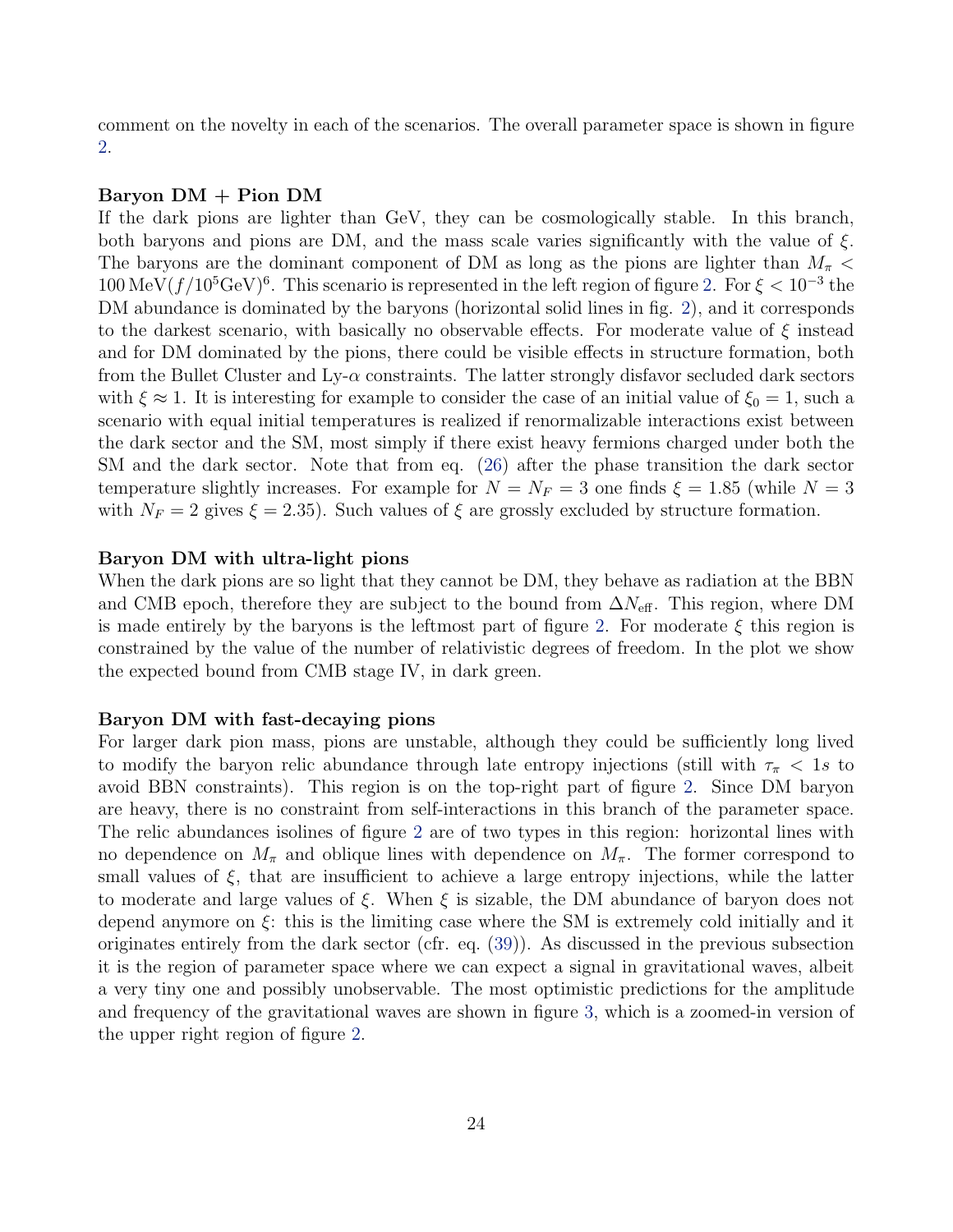comment on the novelty in each of the scenarios. The overall parameter space is shown in figure 2.

**Baryon DM + Pion DM**

If the dark pions are lighter than GeV, they can be cosmologically stable. In this branch, both baryons and pions are DM, and the mass scale varies significantly with the value of $\xi$. The baryons are the dominant component of DM as long as the pions are lighter than $M_\pi < 100\,\text{MeV}(f/10^5\text{GeV})^6$. This scenario is represented in the left region of figure 2. For $\xi < 10^{-3}$ the DM abundance is dominated by the baryons (horizontal solid lines in fig. 2), and it corresponds to the darkest scenario, with basically no observable effects. For moderate value of $\xi$ instead and for DM dominated by the pions, there could be visible effects in structure formation, both from the Bullet Cluster and Ly-$\alpha$ constraints. The latter strongly disfavor secluded dark sectors with $\xi \approx 1$. It is interesting for example to consider the case of an initial value of $\xi_0 = 1$, such a scenario with equal initial temperatures is realized if renormalizable interactions exist between the dark sector and the SM, most simply if there exist heavy fermions charged under both the SM and the dark sector. Note that from eq. (26) after the phase transition the dark sector temperature slightly increases. For example for $N = N_F = 3$ one finds $\xi = 1.85$ (while $N = 3$ with $N_F = 2$ gives $\xi = 2.35$). Such values of $\xi$ are grossly excluded by structure formation.

**Baryon DM with ultra-light pions**

When the dark pions are so light that they cannot be DM, they behave as radiation at the BBN and CMB epoch, therefore they are subject to the bound from $\Delta N_{\text{eff}}$. This region, where DM is made entirely by the baryons is the leftmost part of figure 2. For moderate $\xi$ this region is constrained by the value of the number of relativistic degrees of freedom. In the plot we show the expected bound from CMB stage IV, in dark green.

**Baryon DM with fast-decaying pions**

For larger dark pion mass, pions are unstable, although they could be sufficiently long lived to modify the baryon relic abundance through late entropy injections (still with $\tau_\pi < 1s$ to avoid BBN constraints). This region is on the top-right part of figure 2. Since DM baryon are heavy, there is no constraint from self-interactions in this branch of the parameter space. The relic abundances isolines of figure 2 are of two types in this region: horizontal lines with no dependence on $M_\pi$ and oblique lines with dependence on $M_\pi$. The former correspond to small values of $\xi$, that are insufficient to achieve a large entropy injections, while the latter to moderate and large values of $\xi$. When $\xi$ is sizable, the DM abundance of baryon does not depend anymore on $\xi$: this is the limiting case where the SM is extremely cold initially and it originates entirely from the dark sector (cfr. eq. (39)). As discussed in the previous subsection it is the region of parameter space where we can expect a signal in gravitational waves, albeit a very tiny one and possibly unobservable. The most optimistic predictions for the amplitude and frequency of the gravitational waves are shown in figure 3, which is a zoomed-in version of the upper right region of figure 2.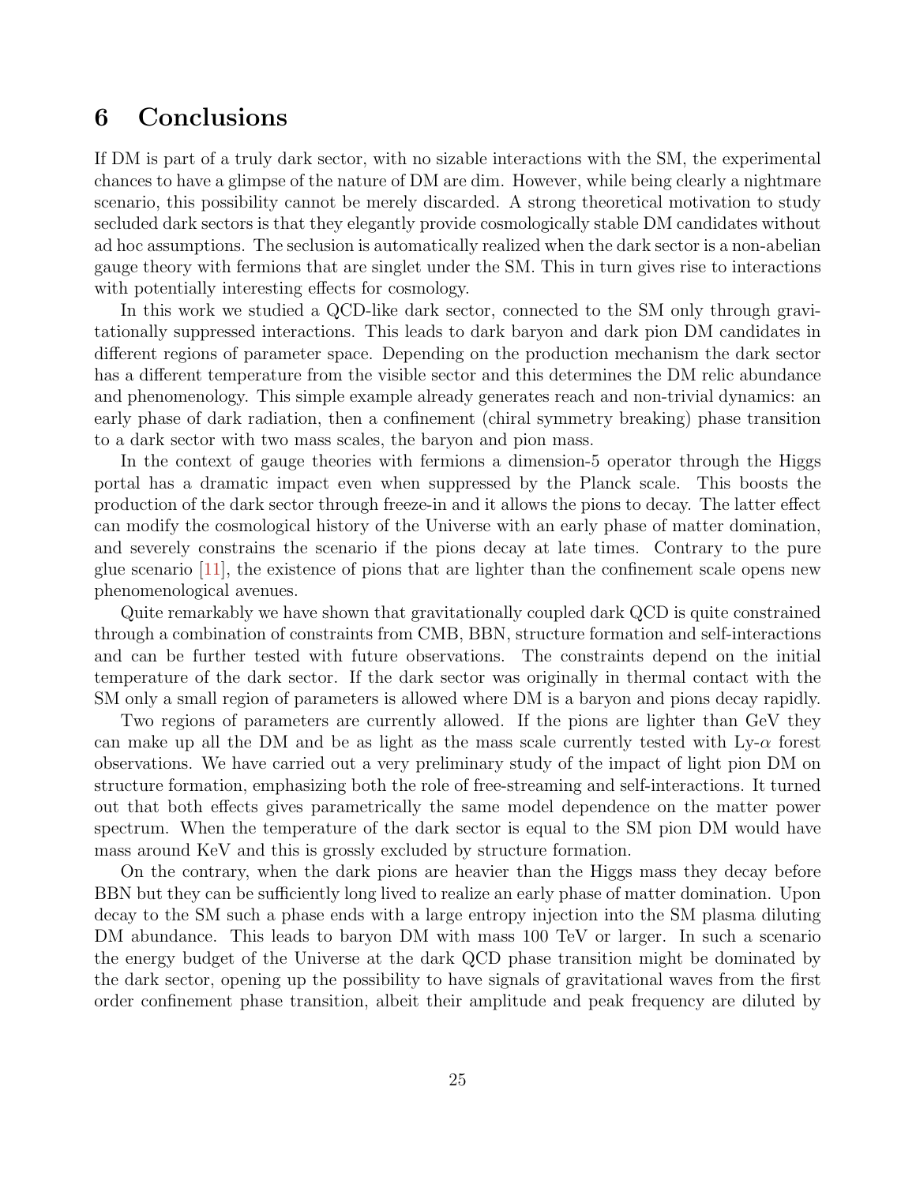# 6 Conclusions

If DM is part of a truly dark sector, with no sizable interactions with the SM, the experimental chances to have a glimpse of the nature of DM are dim. However, while being clearly a nightmare scenario, this possibility cannot be merely discarded. A strong theoretical motivation to study secluded dark sectors is that they elegantly provide cosmologically stable DM candidates without ad hoc assumptions. The seclusion is automatically realized when the dark sector is a non-abelian gauge theory with fermions that are singlet under the SM. This in turn gives rise to interactions with potentially interesting effects for cosmology.

In this work we studied a QCD-like dark sector, connected to the SM only through gravitationally suppressed interactions. This leads to dark baryon and dark pion DM candidates in different regions of parameter space. Depending on the production mechanism the dark sector has a different temperature from the visible sector and this determines the DM relic abundance and phenomenology. This simple example already generates reach and non-trivial dynamics: an early phase of dark radiation, then a confinement (chiral symmetry breaking) phase transition to a dark sector with two mass scales, the baryon and pion mass.

In the context of gauge theories with fermions a dimension-5 operator through the Higgs portal has a dramatic impact even when suppressed by the Planck scale. This boosts the production of the dark sector through freeze-in and it allows the pions to decay. The latter effect can modify the cosmological history of the Universe with an early phase of matter domination, and severely constrains the scenario if the pions decay at late times. Contrary to the pure glue scenario [11], the existence of pions that are lighter than the confinement scale opens new phenomenological avenues.

Quite remarkably we have shown that gravitationally coupled dark QCD is quite constrained through a combination of constraints from CMB, BBN, structure formation and self-interactions and can be further tested with future observations. The constraints depend on the initial temperature of the dark sector. If the dark sector was originally in thermal contact with the SM only a small region of parameters is allowed where DM is a baryon and pions decay rapidly.

Two regions of parameters are currently allowed. If the pions are lighter than GeV they can make up all the DM and be as light as the mass scale currently tested with Ly-$\alpha$ forest observations. We have carried out a very preliminary study of the impact of light pion DM on structure formation, emphasizing both the role of free-streaming and self-interactions. It turned out that both effects gives parametrically the same model dependence on the matter power spectrum. When the temperature of the dark sector is equal to the SM pion DM would have mass around KeV and this is grossly excluded by structure formation.

On the contrary, when the dark pions are heavier than the Higgs mass they decay before BBN but they can be sufficiently long lived to realize an early phase of matter domination. Upon decay to the SM such a phase ends with a large entropy injection into the SM plasma diluting DM abundance. This leads to baryon DM with mass 100 TeV or larger. In such a scenario the energy budget of the Universe at the dark QCD phase transition might be dominated by the dark sector, opening up the possibility to have signals of gravitational waves from the first order confinement phase transition, albeit their amplitude and peak frequency are diluted by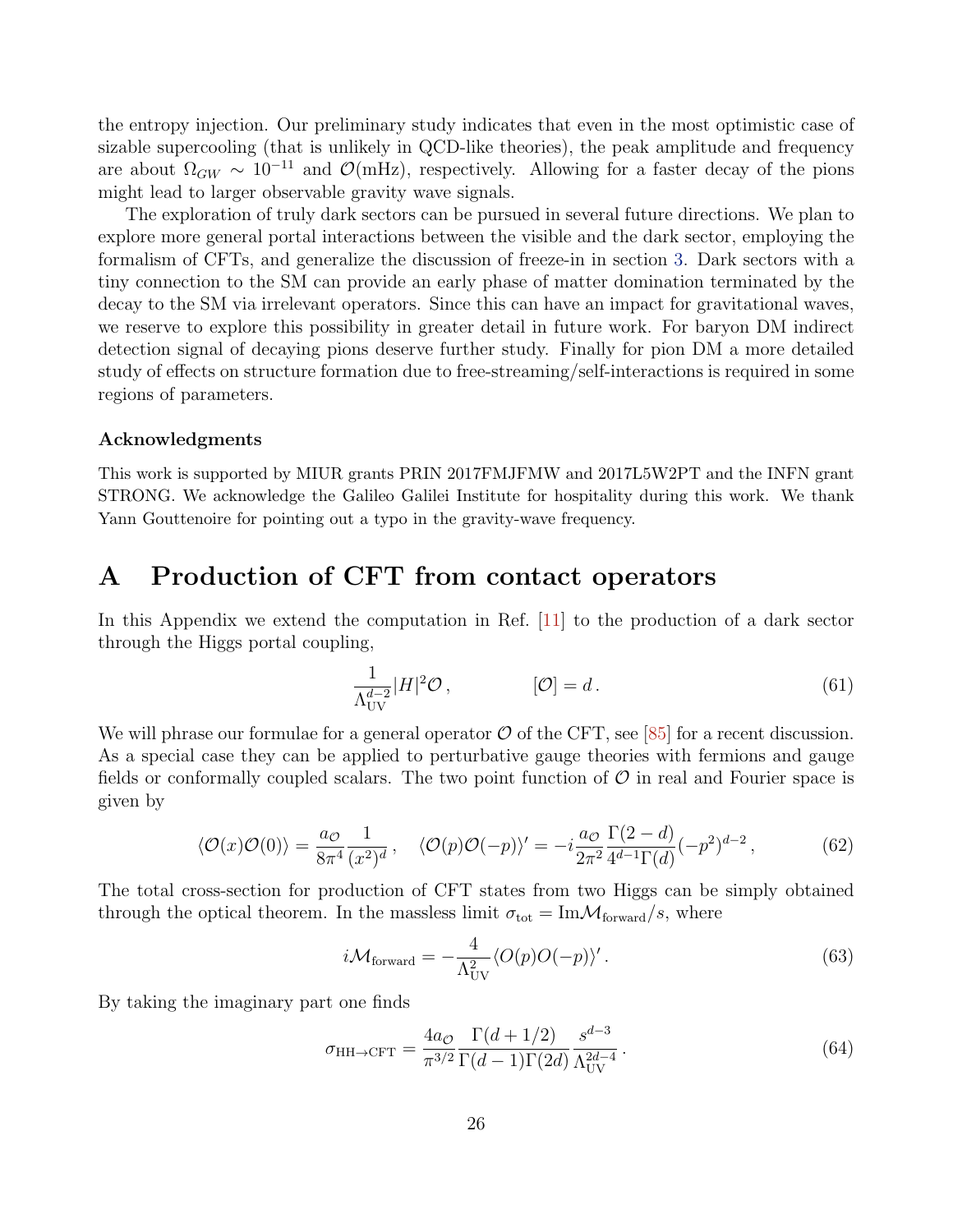the entropy injection. Our preliminary study indicates that even in the most optimistic case of sizable supercooling (that is unlikely in QCD-like theories), the peak amplitude and frequency are about $\Omega_{GW} \sim 10^{-11}$ and $\mathcal{O}(\text{mHz})$, respectively. Allowing for a faster decay of the pions might lead to larger observable gravity wave signals.

The exploration of truly dark sectors can be pursued in several future directions. We plan to explore more general portal interactions between the visible and the dark sector, employing the formalism of CFTs, and generalize the discussion of freeze-in in section 3. Dark sectors with a tiny connection to the SM can provide an early phase of matter domination terminated by the decay to the SM via irrelevant operators. Since this can have an impact for gravitational waves, we reserve to explore this possibility in greater detail in future work. For baryon DM indirect detection signal of decaying pions deserve further study. Finally for pion DM a more detailed study of effects on structure formation due to free-streaming/self-interactions is required in some regions of parameters.

### Acknowledgments

This work is supported by MIUR grants PRIN 2017FMJFMW and 2017L5W2PT and the INFN grant STRONG. We acknowledge the Galileo Galilei Institute for hospitality during this work. We thank Yann Gouttenoire for pointing out a typo in the gravity-wave frequency.

# A Production of CFT from contact operators

In this Appendix we extend the computation in Ref. [11] to the production of a dark sector through the Higgs portal coupling,

$$\frac{1}{\Lambda_{\rm UV}^{d-2}}|H|^2\mathcal{O}\,, \qquad\qquad [\mathcal{O}] = d\,. \tag{61}$$

We will phrase our formulae for a general operator $\mathcal{O}$ of the CFT, see [85] for a recent discussion. As a special case they can be applied to perturbative gauge theories with fermions and gauge fields or conformally coupled scalars. The two point function of $\mathcal{O}$ in real and Fourier space is given by

$$\langle \mathcal{O}(x)\mathcal{O}(0)\rangle = \frac{a_{\mathcal{O}}}{8\pi^4}\frac{1}{(x^2)^d}\,, \quad \langle \mathcal{O}(p)\mathcal{O}(-p)\rangle' = -i\frac{a_{\mathcal{O}}}{2\pi^2}\frac{\Gamma(2-d)}{4^{d-1}\Gamma(d)}(-p^2)^{d-2}\,, \tag{62}$$

The total cross-section for production of CFT states from two Higgs can be simply obtained through the optical theorem. In the massless limit $\sigma_{\rm tot} = {\rm Im}\mathcal{M}_{\rm forward}/s$, where

$$i\mathcal{M}_{\rm forward} = -\frac{4}{\Lambda_{\rm UV}^2}\langle O(p)O(-p)\rangle'\,. \tag{63}$$

By taking the imaginary part one finds

$$\sigma_{\rm HH\to CFT} = \frac{4a_{\mathcal{O}}}{\pi^{3/2}}\frac{\Gamma(d+1/2)}{\Gamma(d-1)\Gamma(2d)}\frac{s^{d-3}}{\Lambda_{\rm UV}^{2d-4}}\,. \tag{64}$$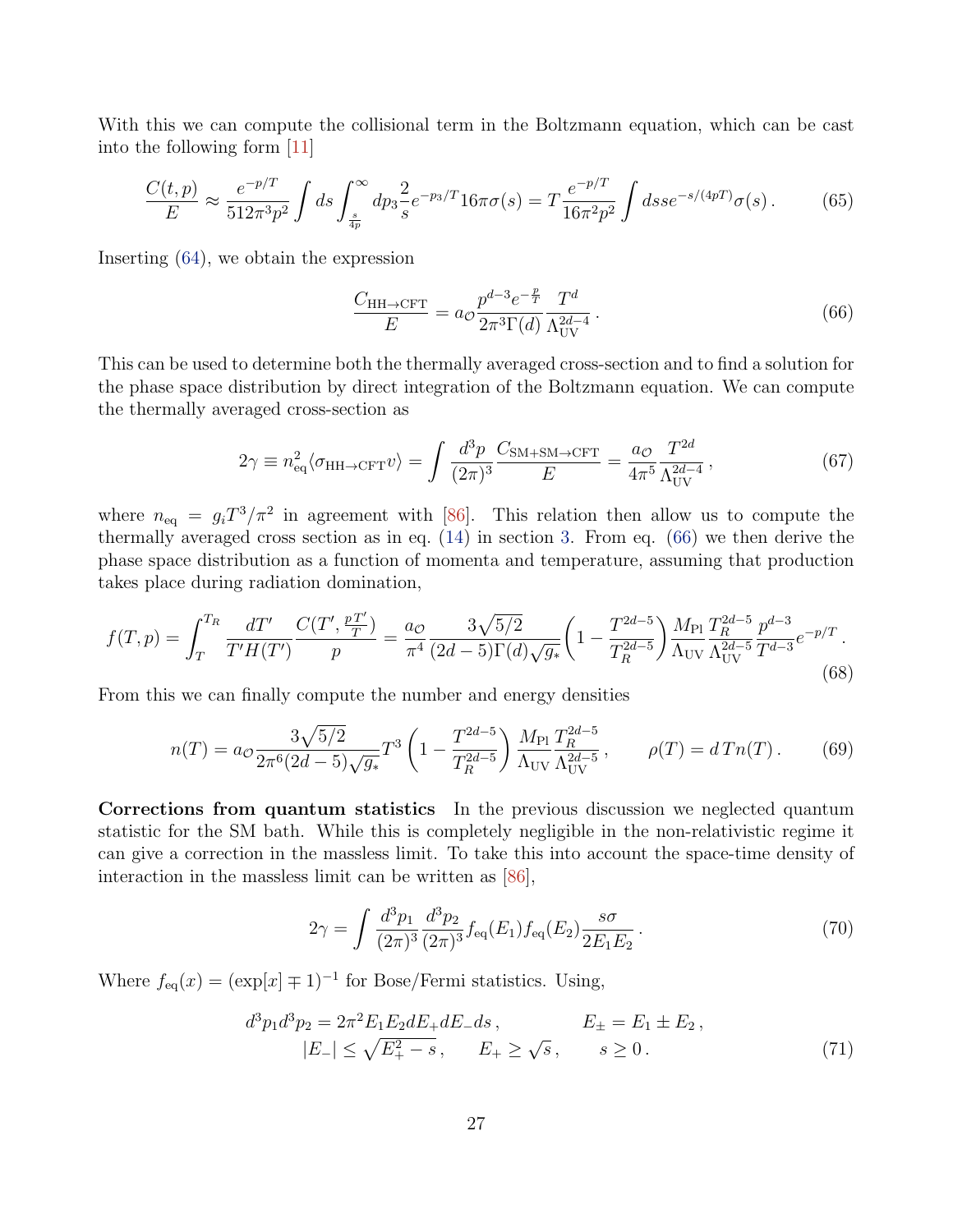With this we can compute the collisional term in the Boltzmann equation, which can be cast into the following form [11]

$$
\frac{C(t,p)}{E} \approx \frac{e^{-p/T}}{512\pi^3 p^2} \int ds \int_{\frac{s}{4p}}^{\infty} dp_3 \frac{2}{s} e^{-p_3/T} 16\pi\sigma(s) = T \frac{e^{-p/T}}{16\pi^2 p^2} \int ds s e^{-s/(4pT)} \sigma(s) \,. \tag{65}
$$

Inserting (64), we obtain the expression

$$
\frac{C_{\mathrm{HH}\to\mathrm{CFT}}}{E} = a_{\mathcal{O}} \frac{p^{d-3} e^{-\frac{p}{T}}}{2\pi^3 \Gamma(d)} \frac{T^d}{\Lambda_{\mathrm{UV}}^{2d-4}} \,. \tag{66}
$$

This can be used to determine both the thermally averaged cross-section and to find a solution for the phase space distribution by direct integration of the Boltzmann equation. We can compute the thermally averaged cross-section as

$$
2\gamma \equiv n_{\mathrm{eq}}^2 \langle \sigma_{\mathrm{HH}\to\mathrm{CFT}} v \rangle = \int \frac{d^3p}{(2\pi)^3} \frac{C_{\mathrm{SM+SM}\to\mathrm{CFT}}}{E} = \frac{a_{\mathcal{O}}}{4\pi^5} \frac{T^{2d}}{\Lambda_{\mathrm{UV}}^{2d-4}} \,, \tag{67}
$$

where $n_{\mathrm{eq}} = g_i T^3/\pi^2$ in agreement with [86]. This relation then allow us to compute the thermally averaged cross section as in eq. (14) in section 3. From eq. (66) we then derive the phase space distribution as a function of momenta and temperature, assuming that production takes place during radiation domination,

$$
f(T,p) = \int_T^{T_R} \frac{dT'}{T' H(T')} \frac{C(T', \frac{p\,T'}{T})}{p} = \frac{a_{\mathcal{O}}}{\pi^4} \frac{3\sqrt{5/2}}{(2d-5)\Gamma(d)\sqrt{g_*}} \left(1 - \frac{T^{2d-5}}{T_R^{2d-5}}\right) \frac{M_{\mathrm{Pl}}}{\Lambda_{\mathrm{UV}}} \frac{T_R^{2d-5}}{\Lambda_{\mathrm{UV}}^{2d-5}} \frac{p^{d-3}}{T^{d-3}} e^{-p/T} \,. \tag{68}
$$

From this we can finally compute the number and energy densities

$$
n(T) = a_{\mathcal{O}} \frac{3\sqrt{5/2}}{2\pi^6 (2d-5)\sqrt{g_*}} T^3 \left(1 - \frac{T^{2d-5}}{T_R^{2d-5}}\right) \frac{M_{\mathrm{Pl}}}{\Lambda_{\mathrm{UV}}} \frac{T_R^{2d-5}}{\Lambda_{\mathrm{UV}}^{2d-5}} \,, \qquad \rho(T) = d\, T n(T) \,. \tag{69}
$$

**Corrections from quantum statistics** In the previous discussion we neglected quantum statistic for the SM bath. While this is completely negligible in the non-relativistic regime it can give a correction in the massless limit. To take this into account the space-time density of interaction in the massless limit can be written as [86],

$$
2\gamma = \int \frac{d^3p_1}{(2\pi)^3} \frac{d^3p_2}{(2\pi)^3} f_{\mathrm{eq}}(E_1) f_{\mathrm{eq}}(E_2) \frac{s\sigma}{2E_1 E_2} \,. \tag{70}
$$

Where $f_{\mathrm{eq}}(x) = (\exp[x] \mp 1)^{-1}$ for Bose/Fermi statistics. Using,

$$
\begin{aligned}
d^3p_1 d^3p_2 = 2\pi^2 E_1 E_2 dE_+ dE_- ds \,, \qquad & E_\pm = E_1 \pm E_2 \,, \\
|E_-| \leq \sqrt{E_+^2 - s} \,, \qquad E_+ \geq \sqrt{s} \,, \qquad & s \geq 0 \,.
\end{aligned} \tag{71}
$$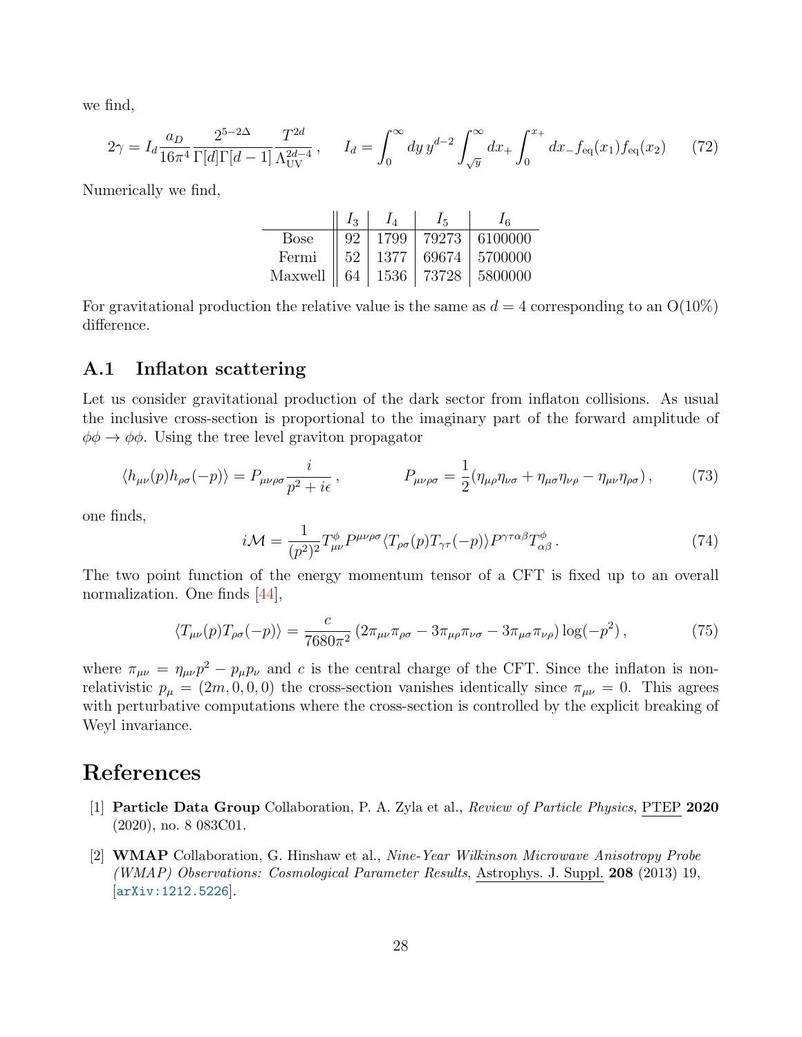we find,

$$2\gamma = I_d \frac{a_D}{16\pi^4} \frac{2^{5-2\Delta}}{\Gamma[d]\Gamma[d-1]} \frac{T^{2d}}{\Lambda_{\rm UV}^{2d-4}}\,, \qquad I_d = \int_0^\infty dy\, y^{d-2} \int_{\sqrt{y}}^\infty dx_+ \int_0^{x_+} dx_- f_{\rm eq}(x_1) f_{\rm eq}(x_2) \tag{72}$$

Numerically we find,

| | $I_3$ | $I_4$ | $I_5$ | $I_6$ |
|---|---|---|---|---|
| Bose | 92 | 1799 | 79273 | 6100000 |
| Fermi | 52 | 1377 | 69674 | 5700000 |
| Maxwell | 64 | 1536 | 73728 | 5800000 |

For gravitational production the relative value is the same as $d = 4$ corresponding to an O(10%) difference.

## A.1 Inflaton scattering

Let us consider gravitational production of the dark sector from inflaton collisions. As usual the inclusive cross-section is proportional to the imaginary part of the forward amplitude of $\phi\phi \to \phi\phi$. Using the tree level graviton propagator

$$\langle h_{\mu\nu}(p) h_{\rho\sigma}(-p)\rangle = P_{\mu\nu\rho\sigma} \frac{i}{p^2 + i\epsilon}\,, \qquad\qquad P_{\mu\nu\rho\sigma} = \frac{1}{2}(\eta_{\mu\rho}\eta_{\nu\sigma} + \eta_{\mu\sigma}\eta_{\nu\rho} - \eta_{\mu\nu}\eta_{\rho\sigma})\,, \tag{73}$$

one finds,

$$i\mathcal{M} = \frac{1}{(p^2)^2} T^\phi_{\mu\nu} P^{\mu\nu\rho\sigma} \langle T_{\rho\sigma}(p) T_{\gamma\tau}(-p)\rangle P^{\gamma\tau\alpha\beta} T^\phi_{\alpha\beta}\,. \tag{74}$$

The two point function of the energy momentum tensor of a CFT is fixed up to an overall normalization. One finds [44],

$$\langle T_{\mu\nu}(p) T_{\rho\sigma}(-p)\rangle = \frac{c}{7680\pi^2}\left(2\pi_{\mu\nu}\pi_{\rho\sigma} - 3\pi_{\mu\rho}\pi_{\nu\sigma} - 3\pi_{\mu\sigma}\pi_{\nu\rho}\right)\log(-p^2)\,, \tag{75}$$

where $\pi_{\mu\nu} = \eta_{\mu\nu} p^2 - p_\mu p_\nu$ and $c$ is the central charge of the CFT. Since the inflaton is non-relativistic $p_\mu = (2m, 0, 0, 0)$ the cross-section vanishes identically since $\pi_{\mu\nu} = 0$. This agrees with perturbative computations where the cross-section is controlled by the explicit breaking of Weyl invariance.

# References

[1] **Particle Data Group** Collaboration, P. A. Zyla et al., *Review of Particle Physics*, PTEP **2020** (2020), no. 8 083C01.

[2] **WMAP** Collaboration, G. Hinshaw et al., *Nine-Year Wilkinson Microwave Anisotropy Probe (WMAP) Observations: Cosmological Parameter Results*, Astrophys. J. Suppl. **208** (2013) 19, [arXiv:1212.5226].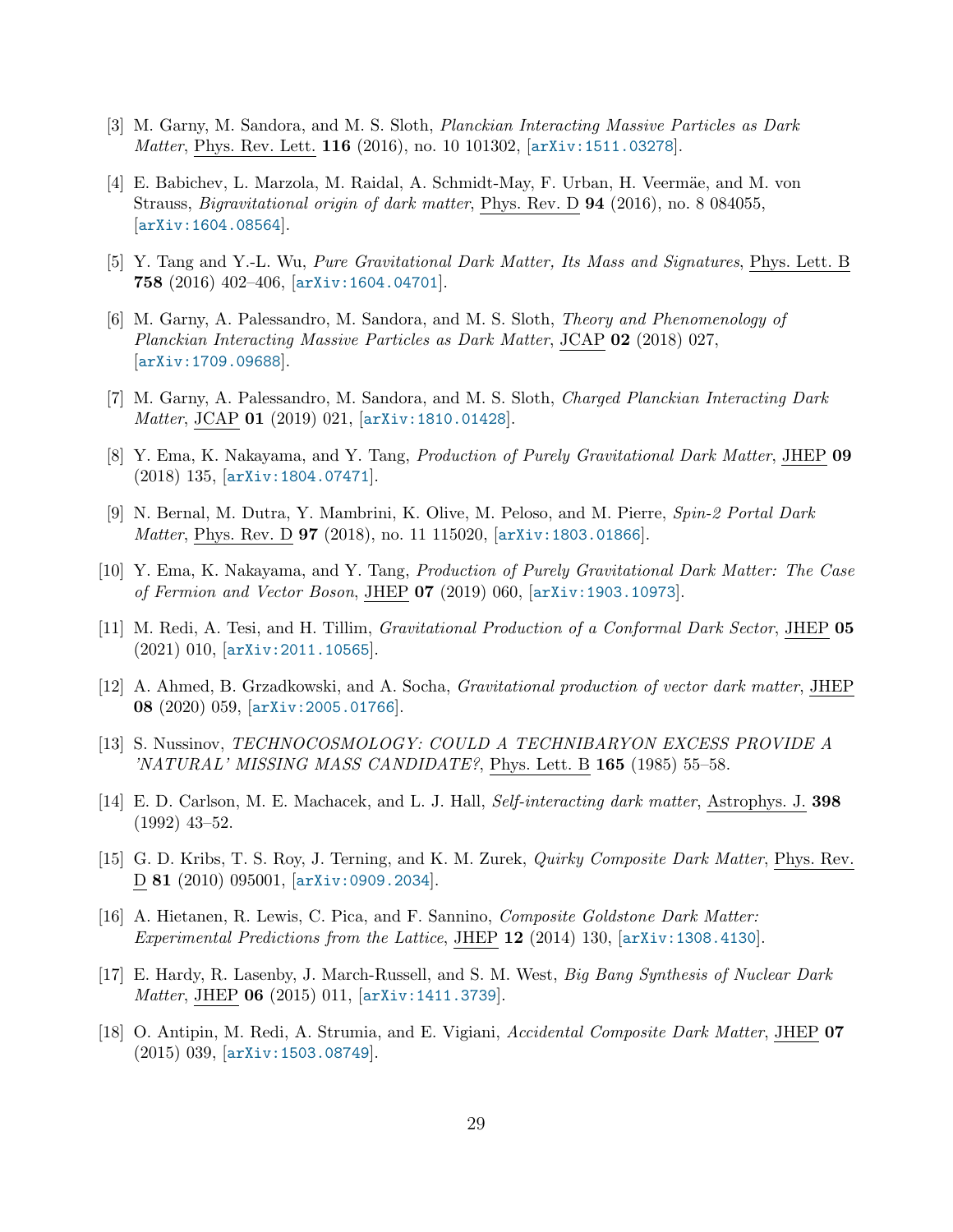[3] M. Garny, M. Sandora, and M. S. Sloth, *Planckian Interacting Massive Particles as Dark Matter*, Phys. Rev. Lett. **116** (2016), no. 10 101302, [arXiv:1511.03278].

[4] E. Babichev, L. Marzola, M. Raidal, A. Schmidt-May, F. Urban, H. Veermäe, and M. von Strauss, *Bigravitational origin of dark matter*, Phys. Rev. D **94** (2016), no. 8 084055, [arXiv:1604.08564].

[5] Y. Tang and Y.-L. Wu, *Pure Gravitational Dark Matter, Its Mass and Signatures*, Phys. Lett. B **758** (2016) 402–406, [arXiv:1604.04701].

[6] M. Garny, A. Palessandro, M. Sandora, and M. S. Sloth, *Theory and Phenomenology of Planckian Interacting Massive Particles as Dark Matter*, JCAP **02** (2018) 027, [arXiv:1709.09688].

[7] M. Garny, A. Palessandro, M. Sandora, and M. S. Sloth, *Charged Planckian Interacting Dark Matter*, JCAP **01** (2019) 021, [arXiv:1810.01428].

[8] Y. Ema, K. Nakayama, and Y. Tang, *Production of Purely Gravitational Dark Matter*, JHEP **09** (2018) 135, [arXiv:1804.07471].

[9] N. Bernal, M. Dutra, Y. Mambrini, K. Olive, M. Peloso, and M. Pierre, *Spin-2 Portal Dark Matter*, Phys. Rev. D **97** (2018), no. 11 115020, [arXiv:1803.01866].

[10] Y. Ema, K. Nakayama, and Y. Tang, *Production of Purely Gravitational Dark Matter: The Case of Fermion and Vector Boson*, JHEP **07** (2019) 060, [arXiv:1903.10973].

[11] M. Redi, A. Tesi, and H. Tillim, *Gravitational Production of a Conformal Dark Sector*, JHEP **05** (2021) 010, [arXiv:2011.10565].

[12] A. Ahmed, B. Grzadkowski, and A. Socha, *Gravitational production of vector dark matter*, JHEP **08** (2020) 059, [arXiv:2005.01766].

[13] S. Nussinov, *TECHNOCOSMOLOGY: COULD A TECHNIBARYON EXCESS PROVIDE A 'NATURAL' MISSING MASS CANDIDATE?*, Phys. Lett. B **165** (1985) 55–58.

[14] E. D. Carlson, M. E. Machacek, and L. J. Hall, *Self-interacting dark matter*, Astrophys. J. **398** (1992) 43–52.

[15] G. D. Kribs, T. S. Roy, J. Terning, and K. M. Zurek, *Quirky Composite Dark Matter*, Phys. Rev. D **81** (2010) 095001, [arXiv:0909.2034].

[16] A. Hietanen, R. Lewis, C. Pica, and F. Sannino, *Composite Goldstone Dark Matter: Experimental Predictions from the Lattice*, JHEP **12** (2014) 130, [arXiv:1308.4130].

[17] E. Hardy, R. Lasenby, J. March-Russell, and S. M. West, *Big Bang Synthesis of Nuclear Dark Matter*, JHEP **06** (2015) 011, [arXiv:1411.3739].

[18] O. Antipin, M. Redi, A. Strumia, and E. Vigiani, *Accidental Composite Dark Matter*, JHEP **07** (2015) 039, [arXiv:1503.08749].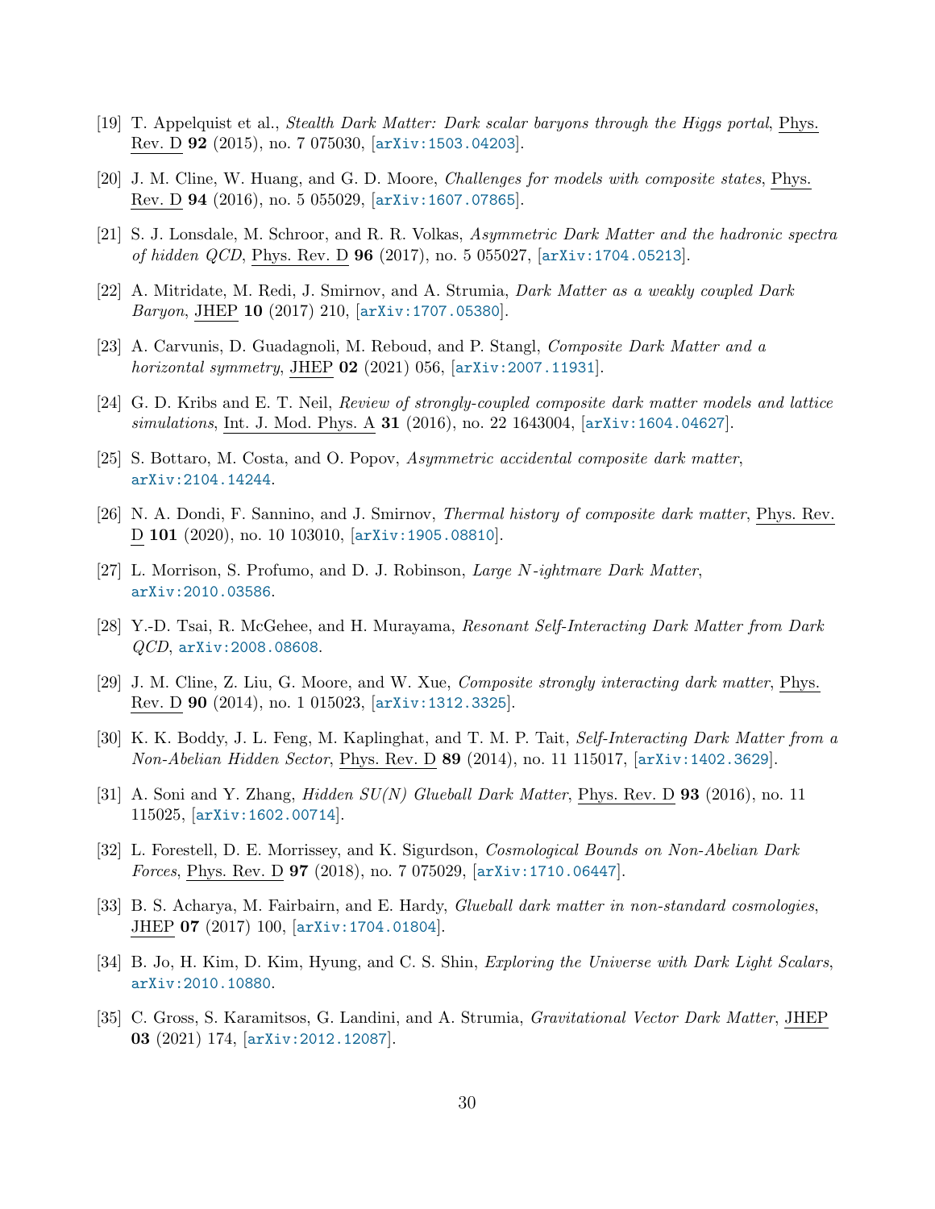[19] T. Appelquist et al., *Stealth Dark Matter: Dark scalar baryons through the Higgs portal*, Phys. Rev. D **92** (2015), no. 7 075030, [arXiv:1503.04203].

[20] J. M. Cline, W. Huang, and G. D. Moore, *Challenges for models with composite states*, Phys. Rev. D **94** (2016), no. 5 055029, [arXiv:1607.07865].

[21] S. J. Lonsdale, M. Schroor, and R. R. Volkas, *Asymmetric Dark Matter and the hadronic spectra of hidden QCD*, Phys. Rev. D **96** (2017), no. 5 055027, [arXiv:1704.05213].

[22] A. Mitridate, M. Redi, J. Smirnov, and A. Strumia, *Dark Matter as a weakly coupled Dark Baryon*, JHEP **10** (2017) 210, [arXiv:1707.05380].

[23] A. Carvunis, D. Guadagnoli, M. Reboud, and P. Stangl, *Composite Dark Matter and a horizontal symmetry*, JHEP **02** (2021) 056, [arXiv:2007.11931].

[24] G. D. Kribs and E. T. Neil, *Review of strongly-coupled composite dark matter models and lattice simulations*, Int. J. Mod. Phys. A **31** (2016), no. 22 1643004, [arXiv:1604.04627].

[25] S. Bottaro, M. Costa, and O. Popov, *Asymmetric accidental composite dark matter*, arXiv:2104.14244.

[26] N. A. Dondi, F. Sannino, and J. Smirnov, *Thermal history of composite dark matter*, Phys. Rev. D **101** (2020), no. 10 103010, [arXiv:1905.08810].

[27] L. Morrison, S. Profumo, and D. J. Robinson, *Large N-ightmare Dark Matter*, arXiv:2010.03586.

[28] Y.-D. Tsai, R. McGehee, and H. Murayama, *Resonant Self-Interacting Dark Matter from Dark QCD*, arXiv:2008.08608.

[29] J. M. Cline, Z. Liu, G. Moore, and W. Xue, *Composite strongly interacting dark matter*, Phys. Rev. D **90** (2014), no. 1 015023, [arXiv:1312.3325].

[30] K. K. Boddy, J. L. Feng, M. Kaplinghat, and T. M. P. Tait, *Self-Interacting Dark Matter from a Non-Abelian Hidden Sector*, Phys. Rev. D **89** (2014), no. 11 115017, [arXiv:1402.3629].

[31] A. Soni and Y. Zhang, *Hidden SU(N) Glueball Dark Matter*, Phys. Rev. D **93** (2016), no. 11 115025, [arXiv:1602.00714].

[32] L. Forestell, D. E. Morrissey, and K. Sigurdson, *Cosmological Bounds on Non-Abelian Dark Forces*, Phys. Rev. D **97** (2018), no. 7 075029, [arXiv:1710.06447].

[33] B. S. Acharya, M. Fairbairn, and E. Hardy, *Glueball dark matter in non-standard cosmologies*, JHEP **07** (2017) 100, [arXiv:1704.01804].

[34] B. Jo, H. Kim, D. Kim, Hyung, and C. S. Shin, *Exploring the Universe with Dark Light Scalars*, arXiv:2010.10880.

[35] C. Gross, S. Karamitsos, G. Landini, and A. Strumia, *Gravitational Vector Dark Matter*, JHEP **03** (2021) 174, [arXiv:2012.12087].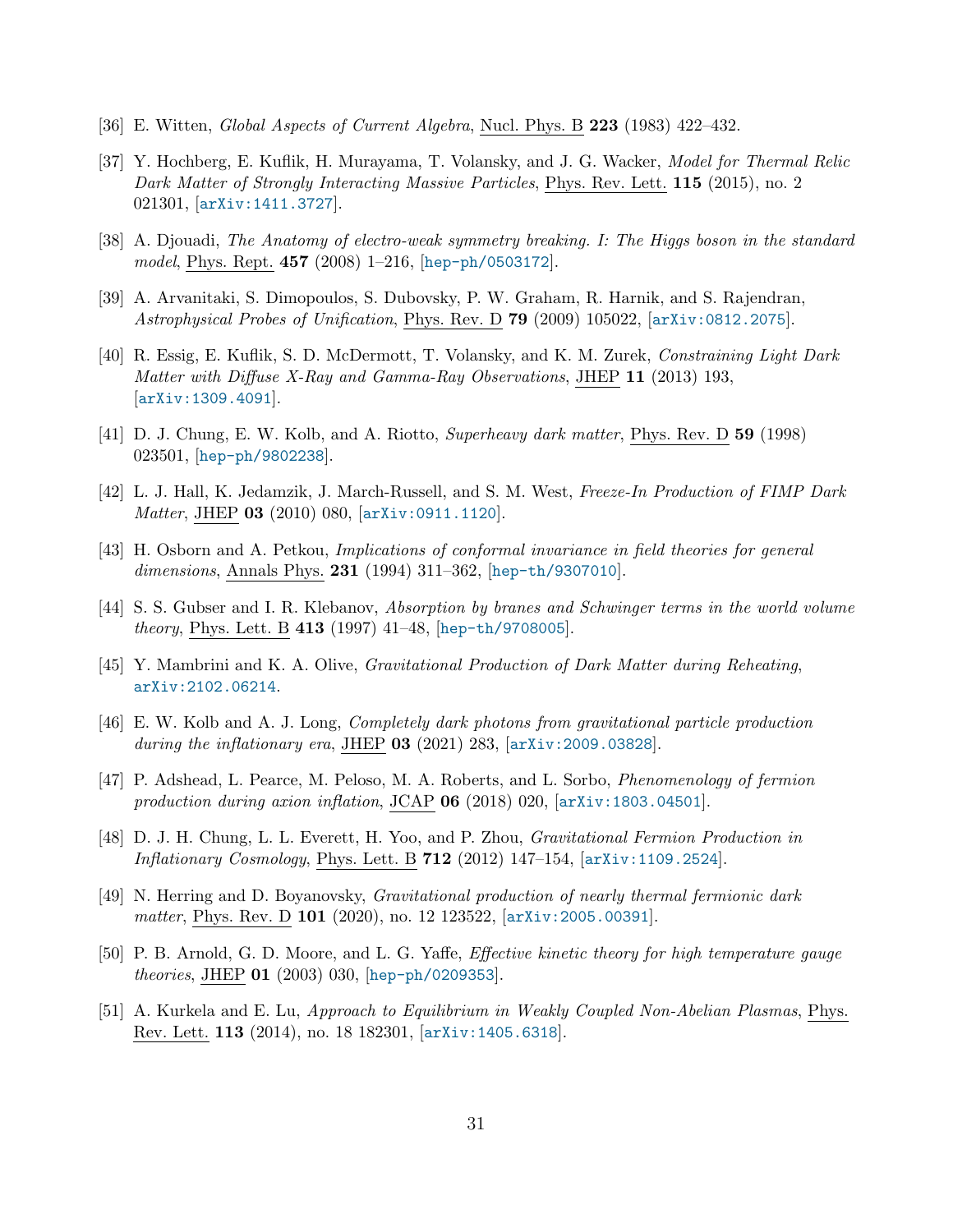[36] E. Witten, *Global Aspects of Current Algebra*, Nucl. Phys. B **223** (1983) 422–432.

[37] Y. Hochberg, E. Kuflik, H. Murayama, T. Volansky, and J. G. Wacker, *Model for Thermal Relic Dark Matter of Strongly Interacting Massive Particles*, Phys. Rev. Lett. **115** (2015), no. 2 021301, [arXiv:1411.3727].

[38] A. Djouadi, *The Anatomy of electro-weak symmetry breaking. I: The Higgs boson in the standard model*, Phys. Rept. **457** (2008) 1–216, [hep-ph/0503172].

[39] A. Arvanitaki, S. Dimopoulos, S. Dubovsky, P. W. Graham, R. Harnik, and S. Rajendran, *Astrophysical Probes of Unification*, Phys. Rev. D **79** (2009) 105022, [arXiv:0812.2075].

[40] R. Essig, E. Kuflik, S. D. McDermott, T. Volansky, and K. M. Zurek, *Constraining Light Dark Matter with Diffuse X-Ray and Gamma-Ray Observations*, JHEP **11** (2013) 193, [arXiv:1309.4091].

[41] D. J. Chung, E. W. Kolb, and A. Riotto, *Superheavy dark matter*, Phys. Rev. D **59** (1998) 023501, [hep-ph/9802238].

[42] L. J. Hall, K. Jedamzik, J. March-Russell, and S. M. West, *Freeze-In Production of FIMP Dark Matter*, JHEP **03** (2010) 080, [arXiv:0911.1120].

[43] H. Osborn and A. Petkou, *Implications of conformal invariance in field theories for general dimensions*, Annals Phys. **231** (1994) 311–362, [hep-th/9307010].

[44] S. S. Gubser and I. R. Klebanov, *Absorption by branes and Schwinger terms in the world volume theory*, Phys. Lett. B **413** (1997) 41–48, [hep-th/9708005].

[45] Y. Mambrini and K. A. Olive, *Gravitational Production of Dark Matter during Reheating*, arXiv:2102.06214.

[46] E. W. Kolb and A. J. Long, *Completely dark photons from gravitational particle production during the inflationary era*, JHEP **03** (2021) 283, [arXiv:2009.03828].

[47] P. Adshead, L. Pearce, M. Peloso, M. A. Roberts, and L. Sorbo, *Phenomenology of fermion production during axion inflation*, JCAP **06** (2018) 020, [arXiv:1803.04501].

[48] D. J. H. Chung, L. L. Everett, H. Yoo, and P. Zhou, *Gravitational Fermion Production in Inflationary Cosmology*, Phys. Lett. B **712** (2012) 147–154, [arXiv:1109.2524].

[49] N. Herring and D. Boyanovsky, *Gravitational production of nearly thermal fermionic dark matter*, Phys. Rev. D **101** (2020), no. 12 123522, [arXiv:2005.00391].

[50] P. B. Arnold, G. D. Moore, and L. G. Yaffe, *Effective kinetic theory for high temperature gauge theories*, JHEP **01** (2003) 030, [hep-ph/0209353].

[51] A. Kurkela and E. Lu, *Approach to Equilibrium in Weakly Coupled Non-Abelian Plasmas*, Phys. Rev. Lett. **113** (2014), no. 18 182301, [arXiv:1405.6318].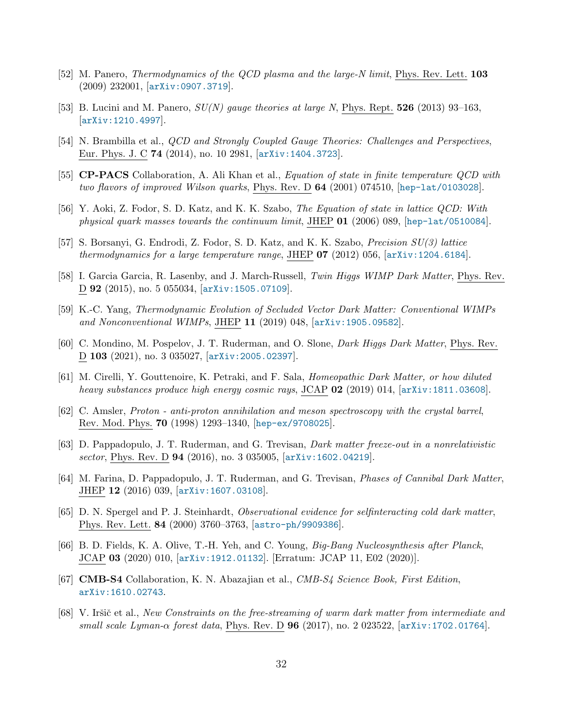[52] M. Panero, *Thermodynamics of the QCD plasma and the large-N limit*, Phys. Rev. Lett. **103** (2009) 232001, [arXiv:0907.3719].

[53] B. Lucini and M. Panero, *SU(N) gauge theories at large N*, Phys. Rept. **526** (2013) 93–163, [arXiv:1210.4997].

[54] N. Brambilla et al., *QCD and Strongly Coupled Gauge Theories: Challenges and Perspectives*, Eur. Phys. J. C **74** (2014), no. 10 2981, [arXiv:1404.3723].

[55] **CP-PACS** Collaboration, A. Ali Khan et al., *Equation of state in finite temperature QCD with two flavors of improved Wilson quarks*, Phys. Rev. D **64** (2001) 074510, [hep-lat/0103028].

[56] Y. Aoki, Z. Fodor, S. D. Katz, and K. K. Szabo, *The Equation of state in lattice QCD: With physical quark masses towards the continuum limit*, JHEP **01** (2006) 089, [hep-lat/0510084].

[57] S. Borsanyi, G. Endrodi, Z. Fodor, S. D. Katz, and K. K. Szabo, *Precision SU(3) lattice thermodynamics for a large temperature range*, JHEP **07** (2012) 056, [arXiv:1204.6184].

[58] I. Garcia Garcia, R. Lasenby, and J. March-Russell, *Twin Higgs WIMP Dark Matter*, Phys. Rev. D **92** (2015), no. 5 055034, [arXiv:1505.07109].

[59] K.-C. Yang, *Thermodynamic Evolution of Secluded Vector Dark Matter: Conventional WIMPs and Nonconventional WIMPs*, JHEP **11** (2019) 048, [arXiv:1905.09582].

[60] C. Mondino, M. Pospelov, J. T. Ruderman, and O. Slone, *Dark Higgs Dark Matter*, Phys. Rev. D **103** (2021), no. 3 035027, [arXiv:2005.02397].

[61] M. Cirelli, Y. Gouttenoire, K. Petraki, and F. Sala, *Homeopathic Dark Matter, or how diluted heavy substances produce high energy cosmic rays*, JCAP **02** (2019) 014, [arXiv:1811.03608].

[62] C. Amsler, *Proton - anti-proton annihilation and meson spectroscopy with the crystal barrel*, Rev. Mod. Phys. **70** (1998) 1293–1340, [hep-ex/9708025].

[63] D. Pappadopulo, J. T. Ruderman, and G. Trevisan, *Dark matter freeze-out in a nonrelativistic sector*, Phys. Rev. D **94** (2016), no. 3 035005, [arXiv:1602.04219].

[64] M. Farina, D. Pappadopulo, J. T. Ruderman, and G. Trevisan, *Phases of Cannibal Dark Matter*, JHEP **12** (2016) 039, [arXiv:1607.03108].

[65] D. N. Spergel and P. J. Steinhardt, *Observational evidence for selfinteracting cold dark matter*, Phys. Rev. Lett. **84** (2000) 3760–3763, [astro-ph/9909386].

[66] B. D. Fields, K. A. Olive, T.-H. Yeh, and C. Young, *Big-Bang Nucleosynthesis after Planck*, JCAP **03** (2020) 010, [arXiv:1912.01132]. [Erratum: JCAP 11, E02 (2020)].

[67] **CMB-S4** Collaboration, K. N. Abazajian et al., *CMB-S4 Science Book, First Edition*, arXiv:1610.02743.

[68] V. Iršič et al., *New Constraints on the free-streaming of warm dark matter from intermediate and small scale Lyman-$\alpha$ forest data*, Phys. Rev. D **96** (2017), no. 2 023522, [arXiv:1702.01764].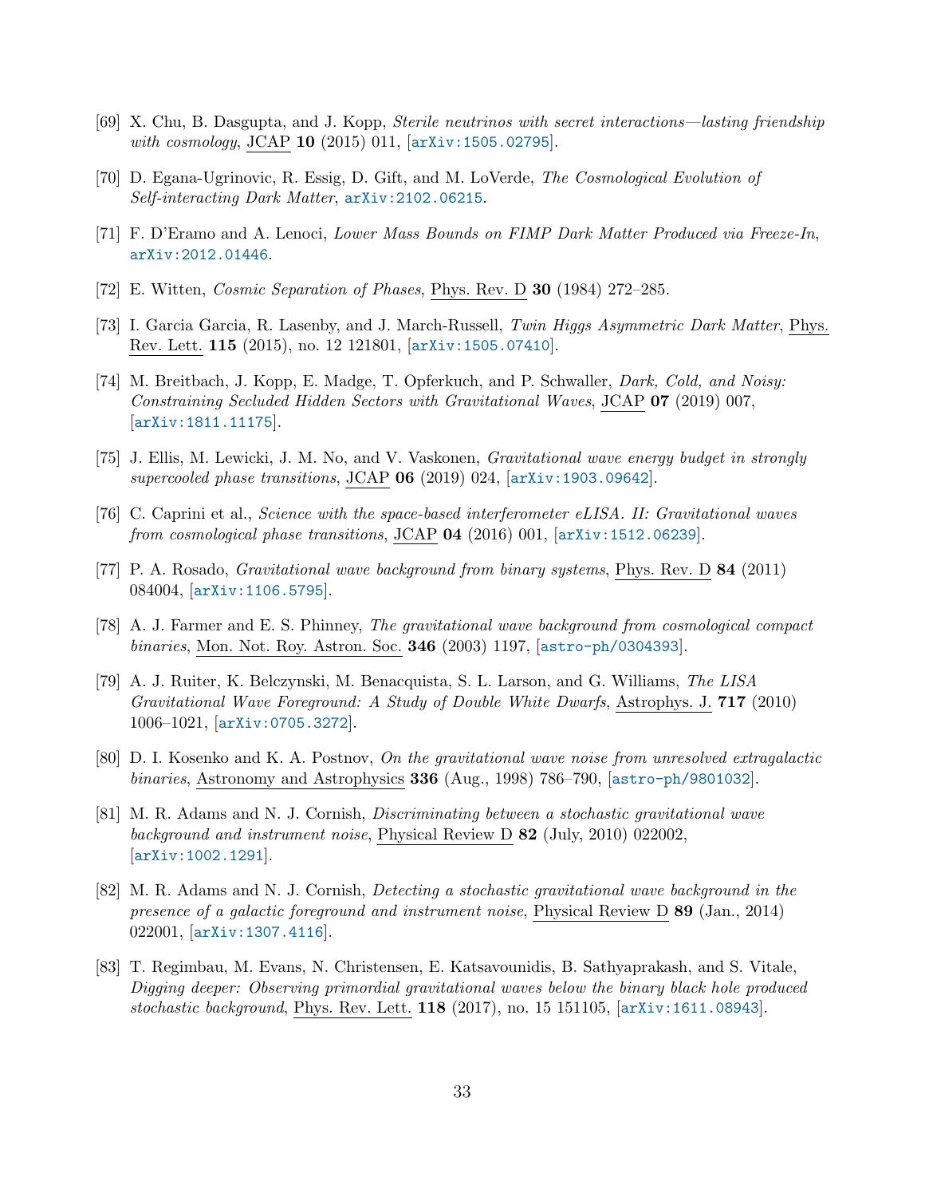[69] X. Chu, B. Dasgupta, and J. Kopp, *Sterile neutrinos with secret interactions—lasting friendship with cosmology*, JCAP **10** (2015) 011, [arXiv:1505.02795].

[70] D. Egana-Ugrinovic, R. Essig, D. Gift, and M. LoVerde, *The Cosmological Evolution of Self-interacting Dark Matter*, arXiv:2102.06215.

[71] F. D'Eramo and A. Lenoci, *Lower Mass Bounds on FIMP Dark Matter Produced via Freeze-In*, arXiv:2012.01446.

[72] E. Witten, *Cosmic Separation of Phases*, Phys. Rev. D **30** (1984) 272–285.

[73] I. Garcia Garcia, R. Lasenby, and J. March-Russell, *Twin Higgs Asymmetric Dark Matter*, Phys. Rev. Lett. **115** (2015), no. 12 121801, [arXiv:1505.07410].

[74] M. Breitbach, J. Kopp, E. Madge, T. Opferkuch, and P. Schwaller, *Dark, Cold, and Noisy: Constraining Secluded Hidden Sectors with Gravitational Waves*, JCAP **07** (2019) 007, [arXiv:1811.11175].

[75] J. Ellis, M. Lewicki, J. M. No, and V. Vaskonen, *Gravitational wave energy budget in strongly supercooled phase transitions*, JCAP **06** (2019) 024, [arXiv:1903.09642].

[76] C. Caprini et al., *Science with the space-based interferometer eLISA. II: Gravitational waves from cosmological phase transitions*, JCAP **04** (2016) 001, [arXiv:1512.06239].

[77] P. A. Rosado, *Gravitational wave background from binary systems*, Phys. Rev. D **84** (2011) 084004, [arXiv:1106.5795].

[78] A. J. Farmer and E. S. Phinney, *The gravitational wave background from cosmological compact binaries*, Mon. Not. Roy. Astron. Soc. **346** (2003) 1197, [astro-ph/0304393].

[79] A. J. Ruiter, K. Belczynski, M. Benacquista, S. L. Larson, and G. Williams, *The LISA Gravitational Wave Foreground: A Study of Double White Dwarfs*, Astrophys. J. **717** (2010) 1006–1021, [arXiv:0705.3272].

[80] D. I. Kosenko and K. A. Postnov, *On the gravitational wave noise from unresolved extragalactic binaries*, Astronomy and Astrophysics **336** (Aug., 1998) 786–790, [astro-ph/9801032].

[81] M. R. Adams and N. J. Cornish, *Discriminating between a stochastic gravitational wave background and instrument noise*, Physical Review D **82** (July, 2010) 022002, [arXiv:1002.1291].

[82] M. R. Adams and N. J. Cornish, *Detecting a stochastic gravitational wave background in the presence of a galactic foreground and instrument noise*, Physical Review D **89** (Jan., 2014) 022001, [arXiv:1307.4116].

[83] T. Regimbau, M. Evans, N. Christensen, E. Katsavounidis, B. Sathyaprakash, and S. Vitale, *Digging deeper: Observing primordial gravitational waves below the binary black hole produced stochastic background*, Phys. Rev. Lett. **118** (2017), no. 15 151105, [arXiv:1611.08943].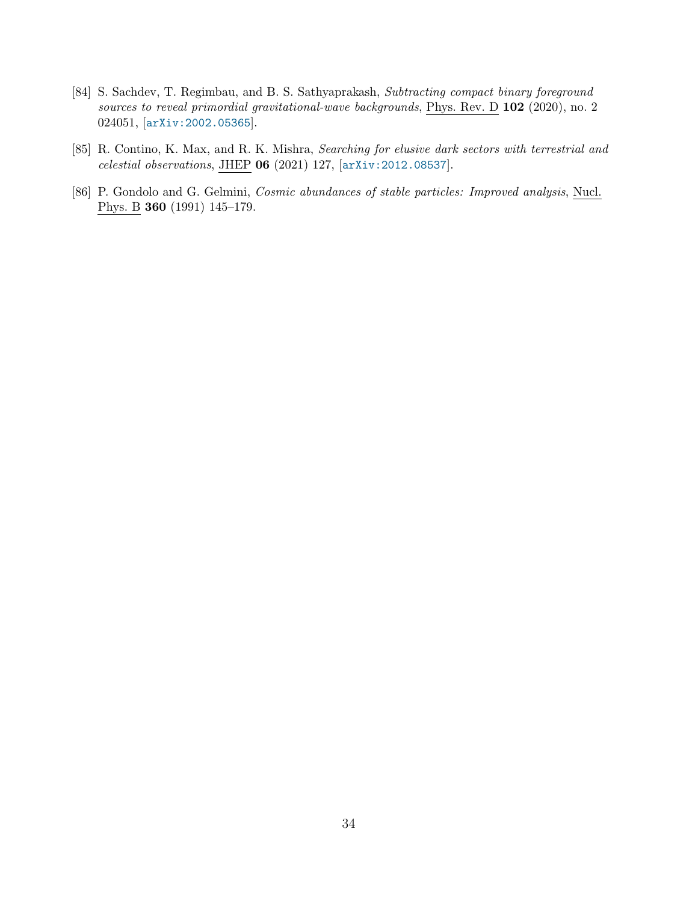[84] S. Sachdev, T. Regimbau, and B. S. Sathyaprakash, *Subtracting compact binary foreground sources to reveal primordial gravitational-wave backgrounds*, Phys. Rev. D **102** (2020), no. 2 024051, [arXiv:2002.05365].

[85] R. Contino, K. Max, and R. K. Mishra, *Searching for elusive dark sectors with terrestrial and celestial observations*, JHEP **06** (2021) 127, [arXiv:2012.08537].

[86] P. Gondolo and G. Gelmini, *Cosmic abundances of stable particles: Improved analysis*, Nucl. Phys. B **360** (1991) 145–179.